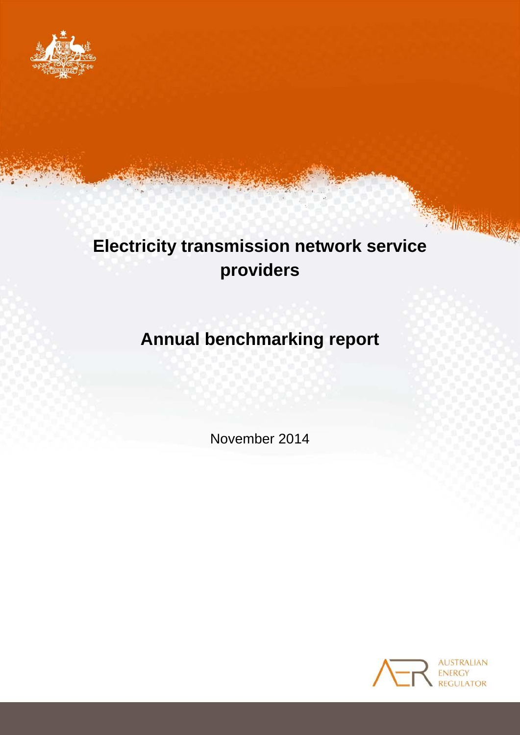# Electricity transmission network service providers

## Annual benchmarking report

November 2014

AUSTRALIAN ENERGY REGULATOR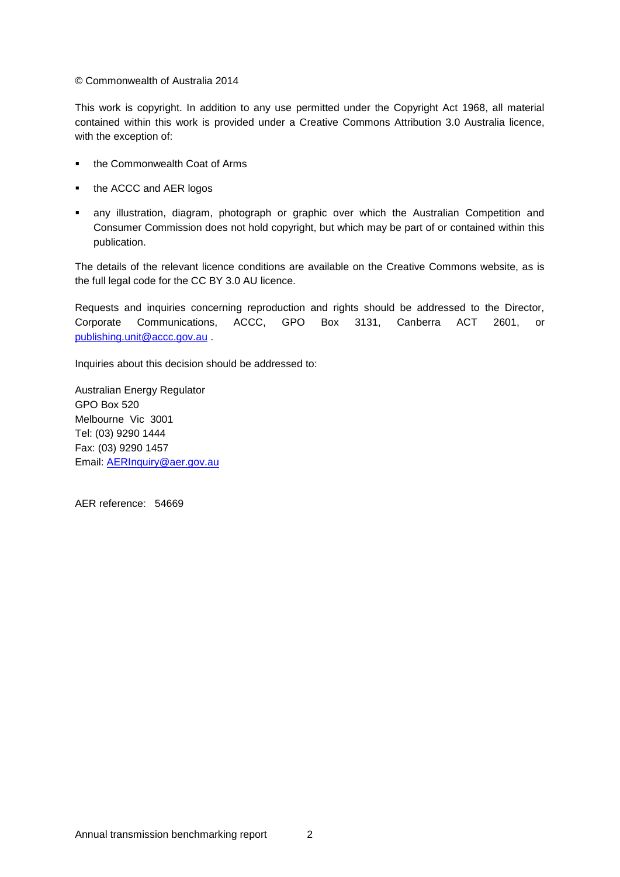© Commonwealth of Australia 2014

This work is copyright. In addition to any use permitted under the Copyright Act 1968, all material contained within this work is provided under a Creative Commons Attribution 3.0 Australia licence, with the exception of:

- the Commonwealth Coat of Arms
- the ACCC and AER logos
- any illustration, diagram, photograph or graphic over which the Australian Competition and Consumer Commission does not hold copyright, but which may be part of or contained within this publication.

The details of the relevant licence conditions are available on the Creative Commons website, as is the full legal code for the CC BY 3.0 AU licence.

Requests and inquiries concerning reproduction and rights should be addressed to the Director, Corporate Communications, ACCC, GPO Box 3131, Canberra ACT 2601, or publishing.unit@accc.gov.au .

Inquiries about this decision should be addressed to:

Australian Energy Regulator
GPO Box 520
Melbourne Vic 3001
Tel: (03) 9290 1444
Fax: (03) 9290 1457
Email: AERInquiry@aer.gov.au

AER reference: 54669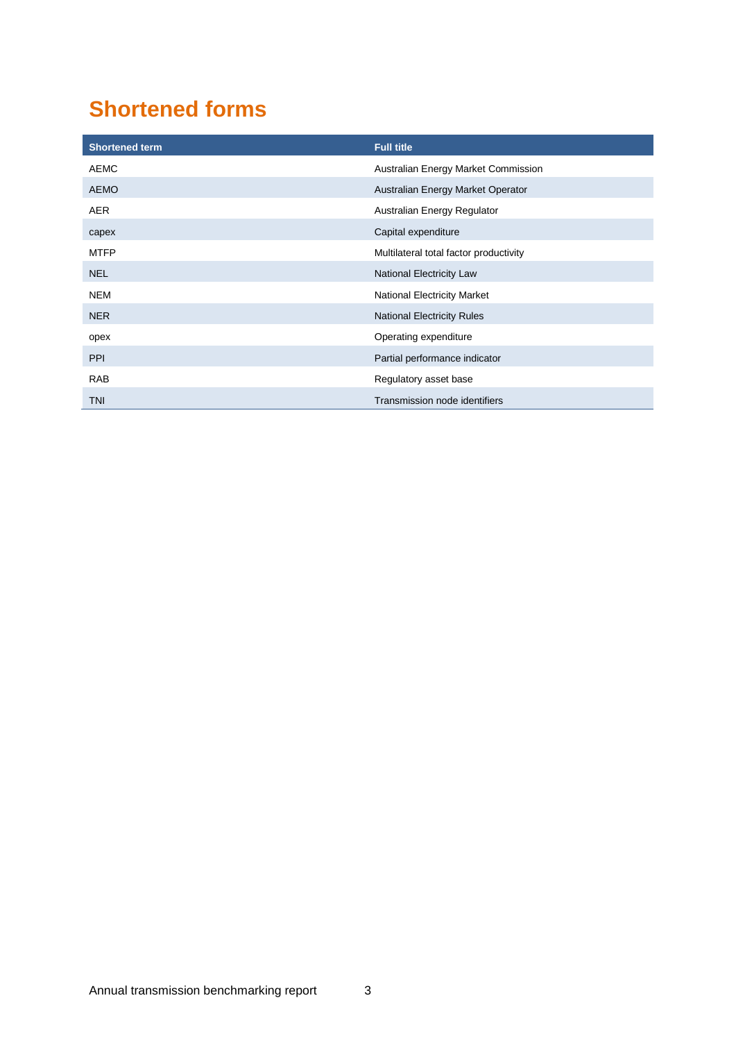# Shortened forms

| Shortened term | Full title |
|---|---|
| AEMC | Australian Energy Market Commission |
| AEMO | Australian Energy Market Operator |
| AER | Australian Energy Regulator |
| capex | Capital expenditure |
| MTFP | Multilateral total factor productivity |
| NEL | National Electricity Law |
| NEM | National Electricity Market |
| NER | National Electricity Rules |
| opex | Operating expenditure |
| PPI | Partial performance indicator |
| RAB | Regulatory asset base |
| TNI | Transmission node identifiers |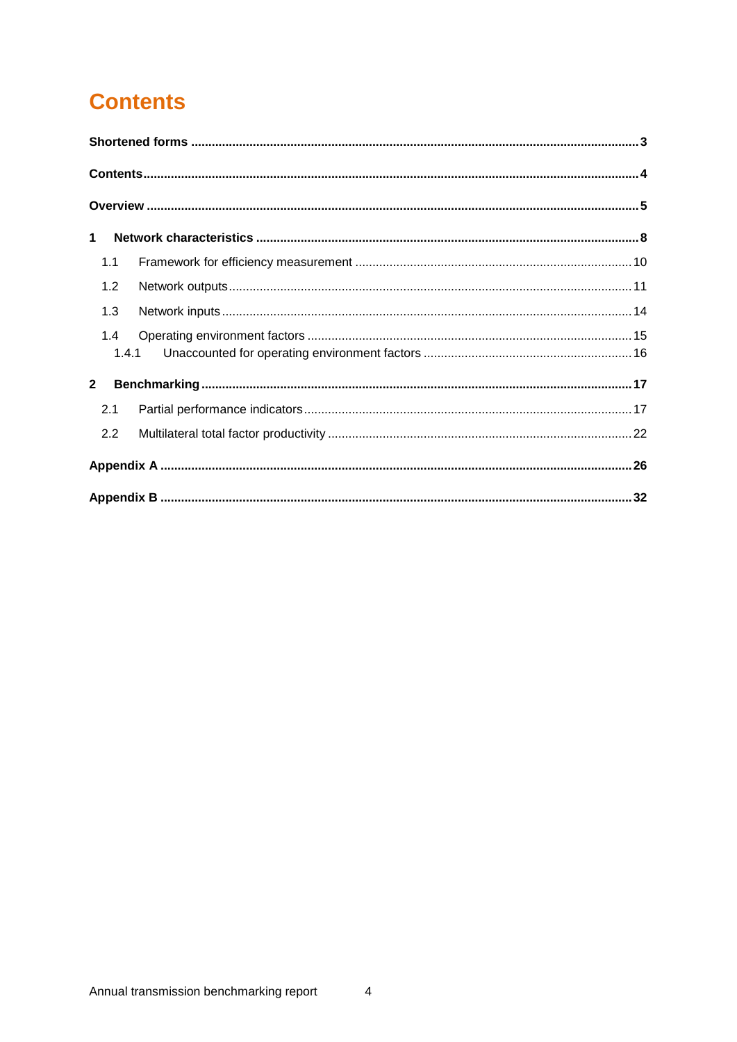# Contents

**Shortened forms** .......... 3

**Contents** .......... 4

**Overview** .......... 5

**1 Network characteristics** .......... 8

- 1.1 Framework for efficiency measurement .......... 10
- 1.2 Network outputs .......... 11
- 1.3 Network inputs .......... 14
- 1.4 Operating environment factors .......... 15
  - 1.4.1 Unaccounted for operating environment factors .......... 16

**2 Benchmarking** .......... 17

- 2.1 Partial performance indicators .......... 17
- 2.2 Multilateral total factor productivity .......... 22

**Appendix A** .......... 26

**Appendix B** .......... 32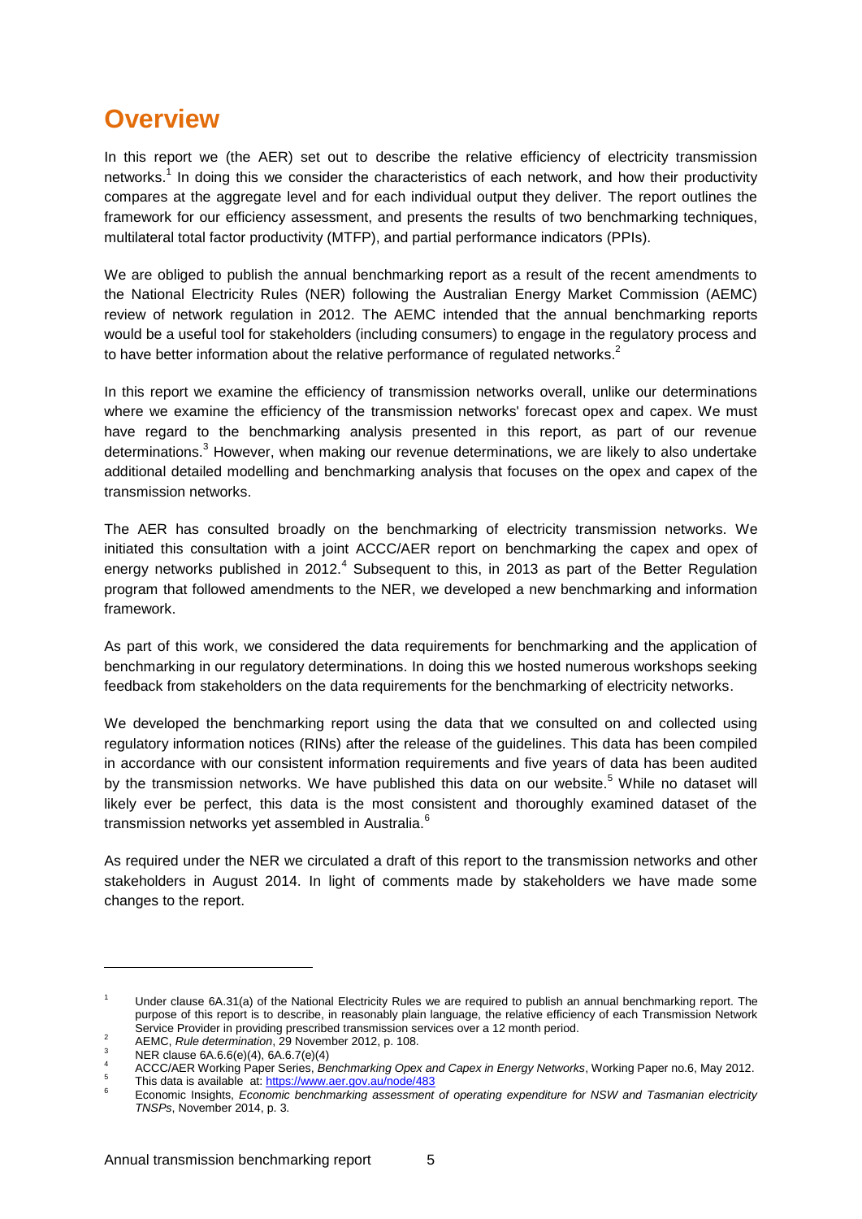# Overview

In this report we (the AER) set out to describe the relative efficiency of electricity transmission networks.[1] In doing this we consider the characteristics of each network, and how their productivity compares at the aggregate level and for each individual output they deliver. The report outlines the framework for our efficiency assessment, and presents the results of two benchmarking techniques, multilateral total factor productivity (MTFP), and partial performance indicators (PPIs).

We are obliged to publish the annual benchmarking report as a result of the recent amendments to the National Electricity Rules (NER) following the Australian Energy Market Commission (AEMC) review of network regulation in 2012. The AEMC intended that the annual benchmarking reports would be a useful tool for stakeholders (including consumers) to engage in the regulatory process and to have better information about the relative performance of regulated networks.[2]

In this report we examine the efficiency of transmission networks overall, unlike our determinations where we examine the efficiency of the transmission networks' forecast opex and capex. We must have regard to the benchmarking analysis presented in this report, as part of our revenue determinations.[3] However, when making our revenue determinations, we are likely to also undertake additional detailed modelling and benchmarking analysis that focuses on the opex and capex of the transmission networks.

The AER has consulted broadly on the benchmarking of electricity transmission networks. We initiated this consultation with a joint ACCC/AER report on benchmarking the capex and opex of energy networks published in 2012.[4] Subsequent to this, in 2013 as part of the Better Regulation program that followed amendments to the NER, we developed a new benchmarking and information framework.

As part of this work, we considered the data requirements for benchmarking and the application of benchmarking in our regulatory determinations. In doing this we hosted numerous workshops seeking feedback from stakeholders on the data requirements for the benchmarking of electricity networks.

We developed the benchmarking report using the data that we consulted on and collected using regulatory information notices (RINs) after the release of the guidelines. This data has been compiled in accordance with our consistent information requirements and five years of data has been audited by the transmission networks. We have published this data on our website.[5] While no dataset will likely ever be perfect, this data is the most consistent and thoroughly examined dataset of the transmission networks yet assembled in Australia.[6]

As required under the NER we circulated a draft of this report to the transmission networks and other stakeholders in August 2014. In light of comments made by stakeholders we have made some changes to the report.

---

[1] Under clause 6A.31(a) of the National Electricity Rules we are required to publish an annual benchmarking report. The purpose of this report is to describe, in reasonably plain language, the relative efficiency of each Transmission Network Service Provider in providing prescribed transmission services over a 12 month period.

[2] AEMC, *Rule determination*, 29 November 2012, p. 108.

[3] NER clause 6A.6.6(e)(4), 6A.6.7(e)(4)

[4] ACCC/AER Working Paper Series, *Benchmarking Opex and Capex in Energy Networks*, Working Paper no.6, May 2012.

[5] This data is available at: https://www.aer.gov.au/node/483

[6] Economic Insights, *Economic benchmarking assessment of operating expenditure for NSW and Tasmanian electricity TNSPs*, November 2014, p. 3.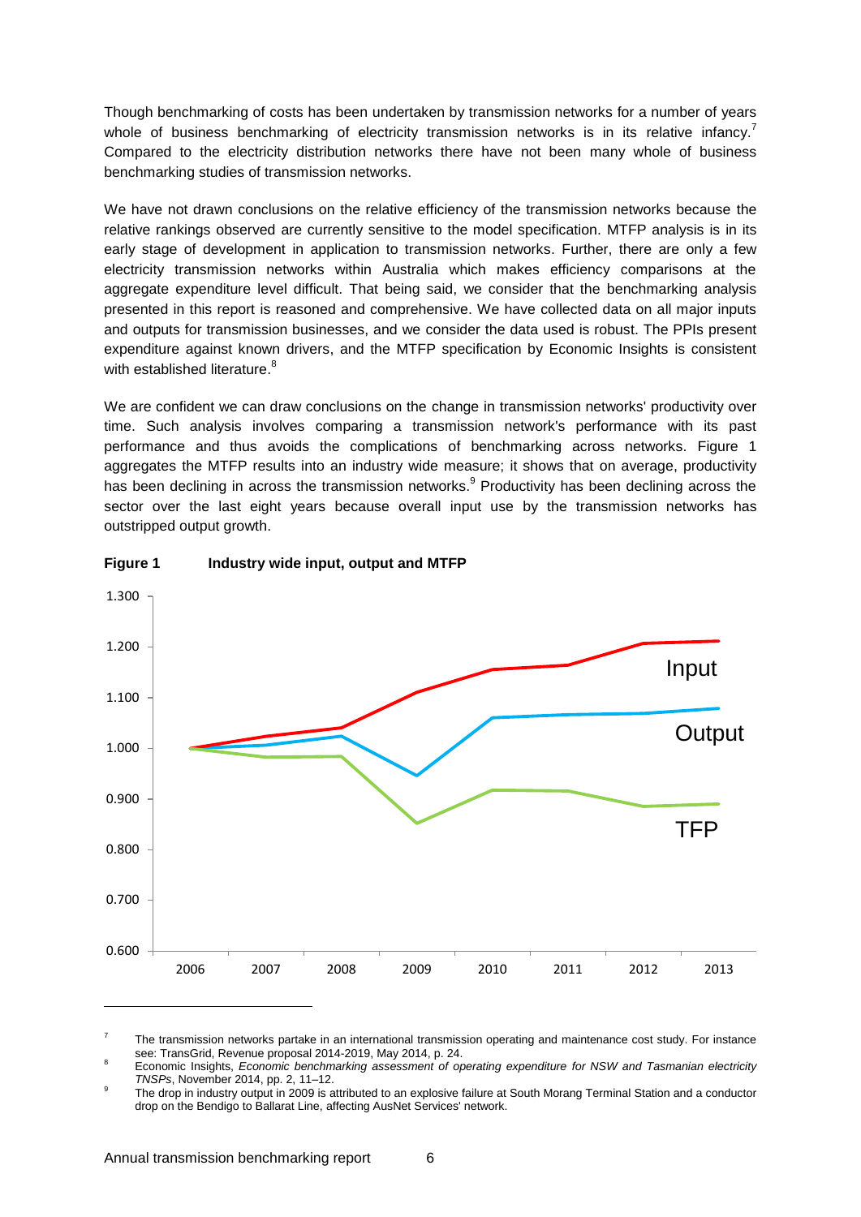Though benchmarking of costs has been undertaken by transmission networks for a number of years whole of business benchmarking of electricity transmission networks is in its relative infancy.[7] Compared to the electricity distribution networks there have not been many whole of business benchmarking studies of transmission networks.

We have not drawn conclusions on the relative efficiency of the transmission networks because the relative rankings observed are currently sensitive to the model specification. MTFP analysis is in its early stage of development in application to transmission networks. Further, there are only a few electricity transmission networks within Australia which makes efficiency comparisons at the aggregate expenditure level difficult. That being said, we consider that the benchmarking analysis presented in this report is reasoned and comprehensive. We have collected data on all major inputs and outputs for transmission businesses, and we consider the data used is robust. The PPIs present expenditure against known drivers, and the MTFP specification by Economic Insights is consistent with established literature.[8]

We are confident we can draw conclusions on the change in transmission networks' productivity over time. Such analysis involves comparing a transmission network's performance with its past performance and thus avoids the complications of benchmarking across networks. Figure 1 aggregates the MTFP results into an industry wide measure; it shows that on average, productivity has been declining in across the transmission networks.[9] Productivity has been declining across the sector over the last eight years because overall input use by the transmission networks has outstripped output growth.

**Figure 1 Industry wide input, output and MTFP**

---

[7] The transmission networks partake in an international transmission operating and maintenance cost study. For instance see: TransGrid, Revenue proposal 2014-2019, May 2014, p. 24.

[8] Economic Insights, *Economic benchmarking assessment of operating expenditure for NSW and Tasmanian electricity TNSPs*, November 2014, pp. 2, 11–12.

[9] The drop in industry output in 2009 is attributed to an explosive failure at South Morang Terminal Station and a conductor drop on the Bendigo to Ballarat Line, affecting AusNet Services' network.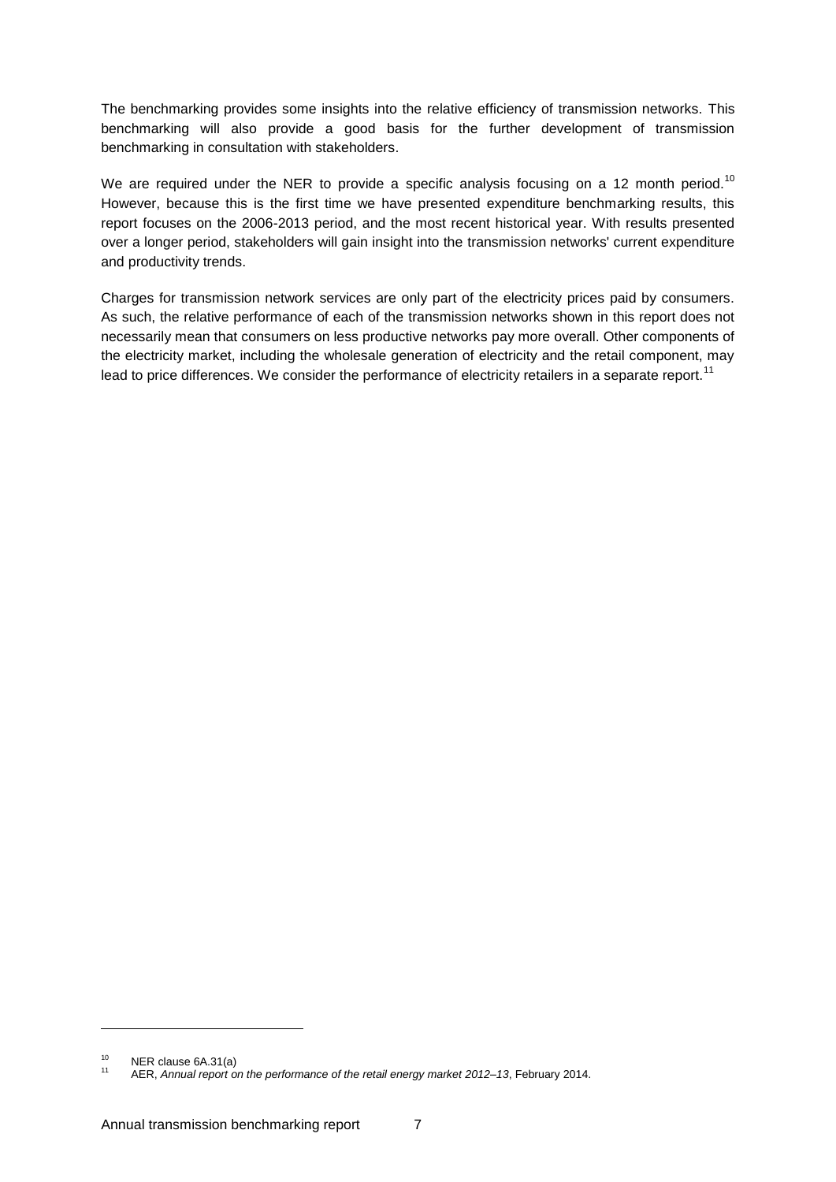The benchmarking provides some insights into the relative efficiency of transmission networks. This benchmarking will also provide a good basis for the further development of transmission benchmarking in consultation with stakeholders.

We are required under the NER to provide a specific analysis focusing on a 12 month period.[10] However, because this is the first time we have presented expenditure benchmarking results, this report focuses on the 2006-2013 period, and the most recent historical year. With results presented over a longer period, stakeholders will gain insight into the transmission networks' current expenditure and productivity trends.

Charges for transmission network services are only part of the electricity prices paid by consumers. As such, the relative performance of each of the transmission networks shown in this report does not necessarily mean that consumers on less productive networks pay more overall. Other components of the electricity market, including the wholesale generation of electricity and the retail component, may lead to price differences. We consider the performance of electricity retailers in a separate report.[11]

---

[10] NER clause 6A.31(a)

[11] AER, *Annual report on the performance of the retail energy market 2012–13*, February 2014.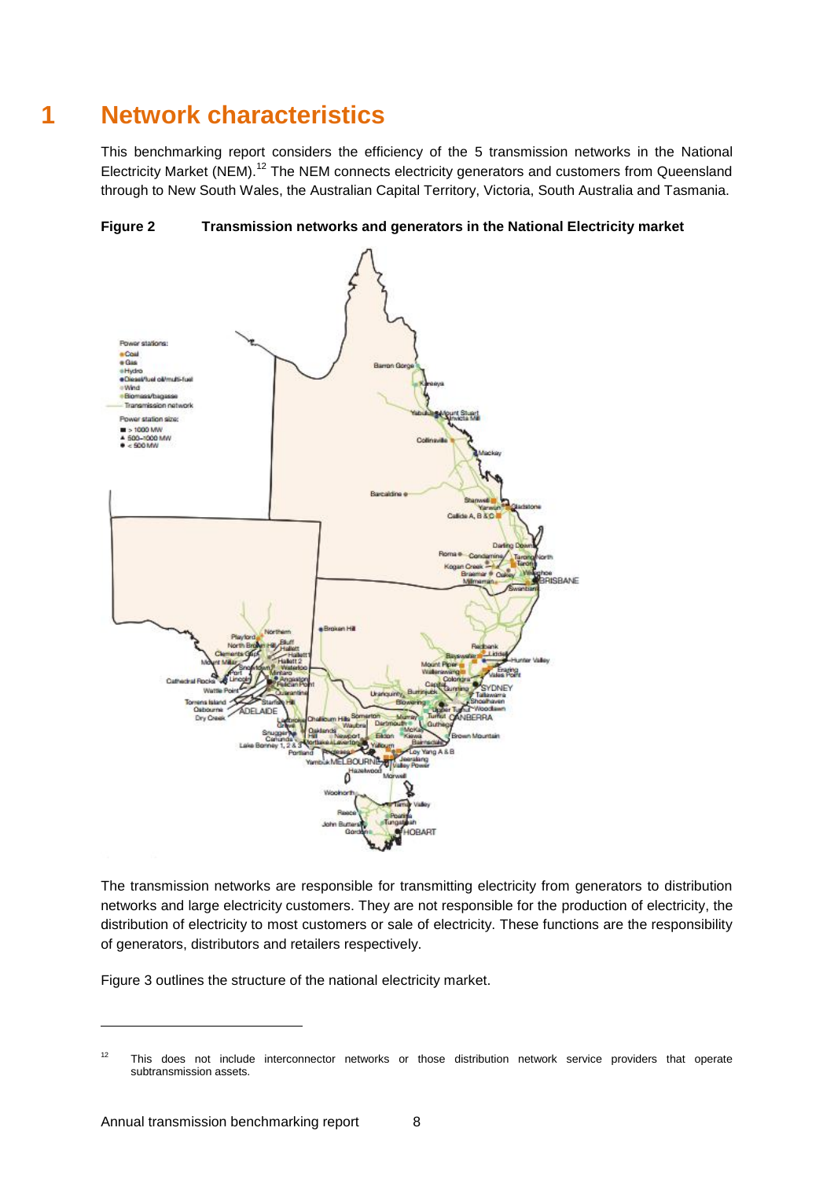# 1 Network characteristics

This benchmarking report considers the efficiency of the 5 transmission networks in the National Electricity Market (NEM).[12] The NEM connects electricity generators and customers from Queensland through to New South Wales, the Australian Capital Territory, Victoria, South Australia and Tasmania.

**Figure 2 Transmission networks and generators in the National Electricity market**

The transmission networks are responsible for transmitting electricity from generators to distribution networks and large electricity customers. They are not responsible for the production of electricity, the distribution of electricity to most customers or sale of electricity. These functions are the responsibility of generators, distributors and retailers respectively.

Figure 3 outlines the structure of the national electricity market.

---

[12] This does not include interconnector networks or those distribution network service providers that operate subtransmission assets.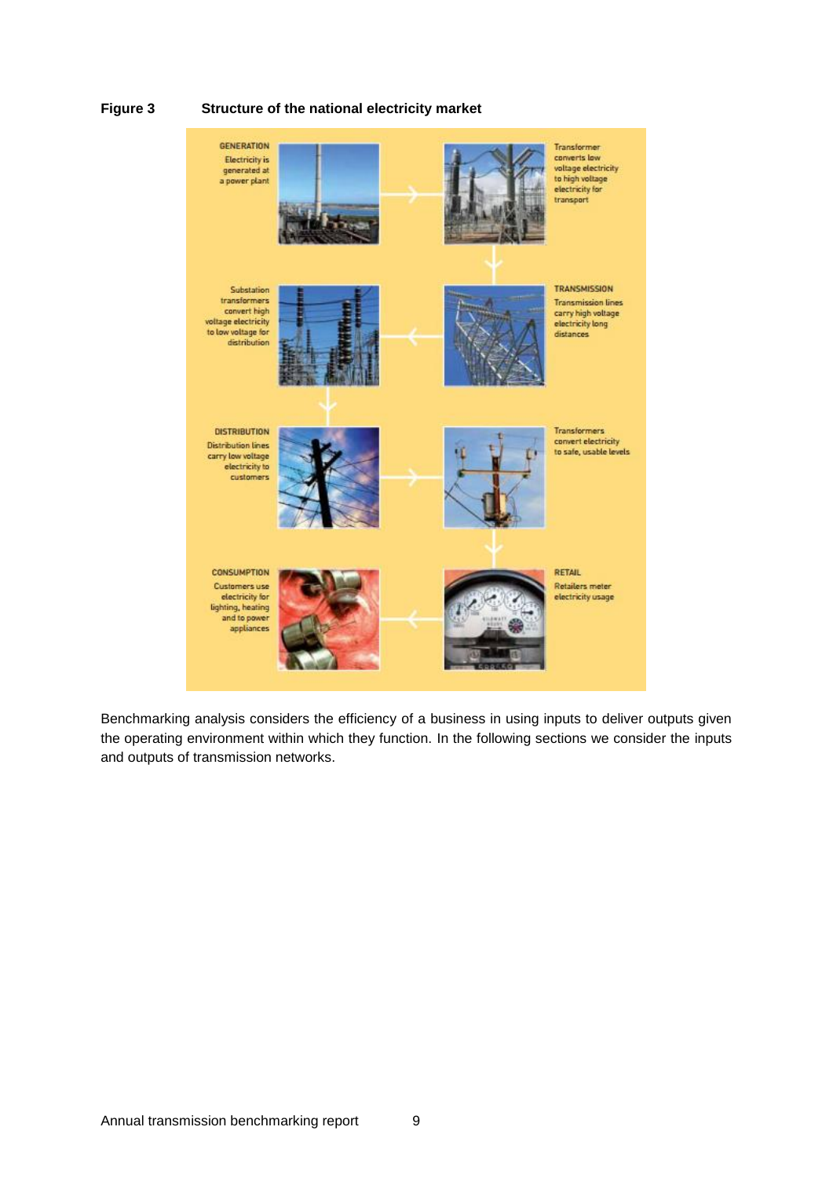**Figure 3 Structure of the national electricity market**

GENERATION
Electricity is generated at a power plant

Transformer converts low voltage electricity to high voltage electricity for transport

TRANSMISSION
Transmission lines carry high voltage electricity long distances

Substation transformers convert high voltage electricity to low voltage for distribution

DISTRIBUTION
Distribution lines carry low voltage electricity to customers

Transformers convert electricity to safe, usable levels

RETAIL
Retailers meter electricity usage

CONSUMPTION
Customers use electricity for lighting, heating and to power appliances

Benchmarking analysis considers the efficiency of a business in using inputs to deliver outputs given the operating environment within which they function. In the following sections we consider the inputs and outputs of transmission networks.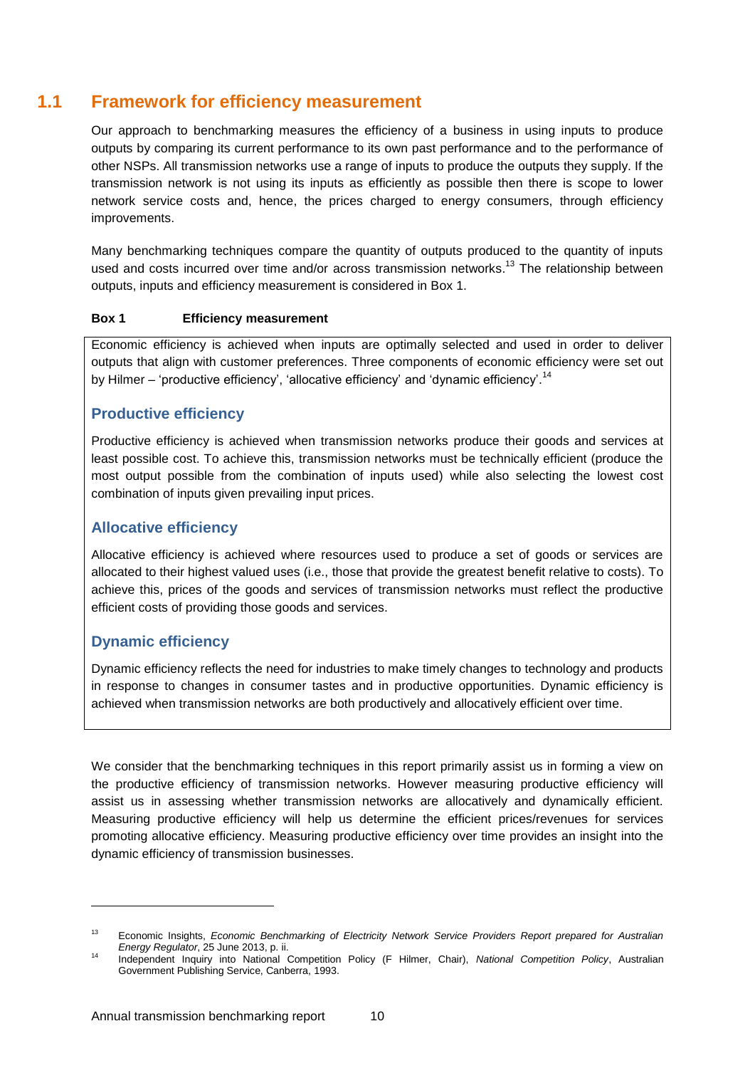## 1.1 Framework for efficiency measurement

Our approach to benchmarking measures the efficiency of a business in using inputs to produce outputs by comparing its current performance to its own past performance and to the performance of other NSPs. All transmission networks use a range of inputs to produce the outputs they supply. If the transmission network is not using its inputs as efficiently as possible then there is scope to lower network service costs and, hence, the prices charged to energy consumers, through efficiency improvements.

Many benchmarking techniques compare the quantity of outputs produced to the quantity of inputs used and costs incurred over time and/or across transmission networks.[13] The relationship between outputs, inputs and efficiency measurement is considered in Box 1.

**Box 1 Efficiency measurement**

Economic efficiency is achieved when inputs are optimally selected and used in order to deliver outputs that align with customer preferences. Three components of economic efficiency were set out by Hilmer – 'productive efficiency', 'allocative efficiency' and 'dynamic efficiency'.[14]

### Productive efficiency

Productive efficiency is achieved when transmission networks produce their goods and services at least possible cost. To achieve this, transmission networks must be technically efficient (produce the most output possible from the combination of inputs used) while also selecting the lowest cost combination of inputs given prevailing input prices.

### Allocative efficiency

Allocative efficiency is achieved where resources used to produce a set of goods or services are allocated to their highest valued uses (i.e., those that provide the greatest benefit relative to costs). To achieve this, prices of the goods and services of transmission networks must reflect the productive efficient costs of providing those goods and services.

### Dynamic efficiency

Dynamic efficiency reflects the need for industries to make timely changes to technology and products in response to changes in consumer tastes and in productive opportunities. Dynamic efficiency is achieved when transmission networks are both productively and allocatively efficient over time.

We consider that the benchmarking techniques in this report primarily assist us in forming a view on the productive efficiency of transmission networks. However measuring productive efficiency will assist us in assessing whether transmission networks are allocatively and dynamically efficient. Measuring productive efficiency will help us determine the efficient prices/revenues for services promoting allocative efficiency. Measuring productive efficiency over time provides an insight into the dynamic efficiency of transmission businesses.

---

[13] Economic Insights, *Economic Benchmarking of Electricity Network Service Providers Report prepared for Australian Energy Regulator*, 25 June 2013, p. ii.

[14] Independent Inquiry into National Competition Policy (F Hilmer, Chair), *National Competition Policy*, Australian Government Publishing Service, Canberra, 1993.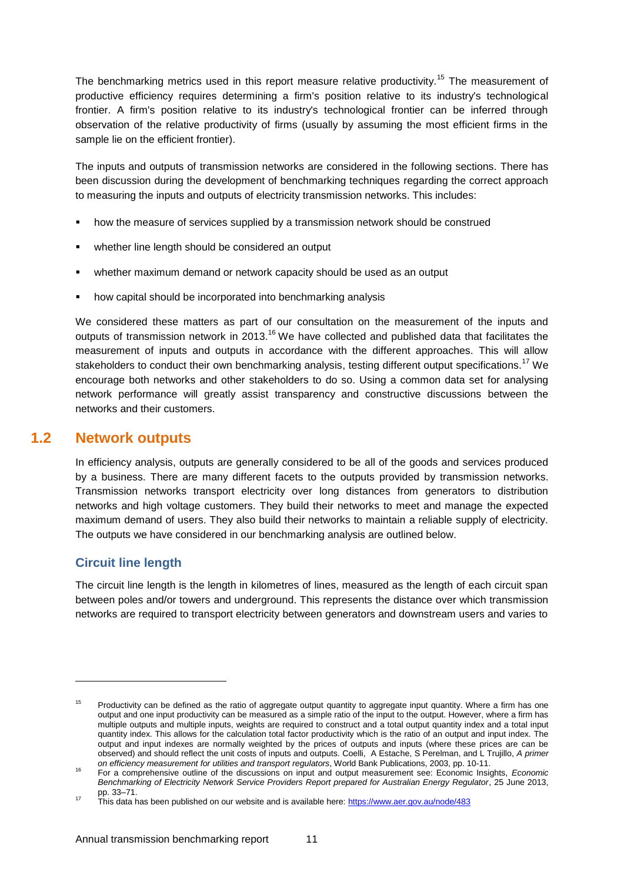The benchmarking metrics used in this report measure relative productivity.[15] The measurement of productive efficiency requires determining a firm's position relative to its industry's technological frontier. A firm's position relative to its industry's technological frontier can be inferred through observation of the relative productivity of firms (usually by assuming the most efficient firms in the sample lie on the efficient frontier).

The inputs and outputs of transmission networks are considered in the following sections. There has been discussion during the development of benchmarking techniques regarding the correct approach to measuring the inputs and outputs of electricity transmission networks. This includes:

- how the measure of services supplied by a transmission network should be construed
- whether line length should be considered an output
- whether maximum demand or network capacity should be used as an output
- how capital should be incorporated into benchmarking analysis

We considered these matters as part of our consultation on the measurement of the inputs and outputs of transmission network in 2013.[16] We have collected and published data that facilitates the measurement of inputs and outputs in accordance with the different approaches. This will allow stakeholders to conduct their own benchmarking analysis, testing different output specifications.[17] We encourage both networks and other stakeholders to do so. Using a common data set for analysing network performance will greatly assist transparency and constructive discussions between the networks and their customers.

## 1.2 Network outputs

In efficiency analysis, outputs are generally considered to be all of the goods and services produced by a business. There are many different facets to the outputs provided by transmission networks. Transmission networks transport electricity over long distances from generators to distribution networks and high voltage customers. They build their networks to meet and manage the expected maximum demand of users. They also build their networks to maintain a reliable supply of electricity. The outputs we have considered in our benchmarking analysis are outlined below.

### Circuit line length

The circuit line length is the length in kilometres of lines, measured as the length of each circuit span between poles and/or towers and underground. This represents the distance over which transmission networks are required to transport electricity between generators and downstream users and varies to

---

[15] Productivity can be defined as the ratio of aggregate output quantity to aggregate input quantity. Where a firm has one output and one input productivity can be measured as a simple ratio of the input to the output. However, where a firm has multiple outputs and multiple inputs, weights are required to construct and a total output quantity index and a total input quantity index. This allows for the calculation total factor productivity which is the ratio of an output and input index. The output and input indexes are normally weighted by the prices of outputs and inputs (where these prices are can be observed) and should reflect the unit costs of inputs and outputs. Coelli, A Estache, S Perelman, and L Trujillo, *A primer on efficiency measurement for utilities and transport regulators*, World Bank Publications, 2003, pp. 10-11.

[16] For a comprehensive outline of the discussions on input and output measurement see: Economic Insights, *Economic Benchmarking of Electricity Network Service Providers Report prepared for Australian Energy Regulator*, 25 June 2013, pp. 33–71.

[17] This data has been published on our website and is available here: https://www.aer.gov.au/node/483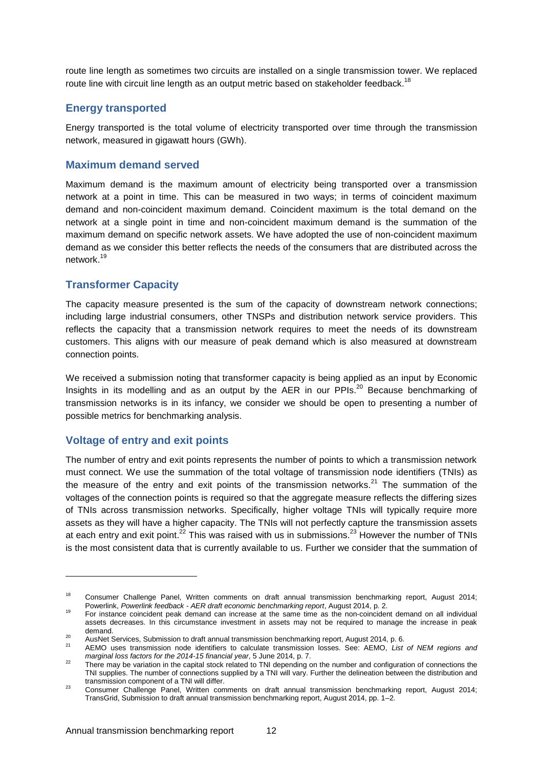route line length as sometimes two circuits are installed on a single transmission tower. We replaced route line with circuit line length as an output metric based on stakeholder feedback.[18]

### Energy transported

Energy transported is the total volume of electricity transported over time through the transmission network, measured in gigawatt hours (GWh).

### Maximum demand served

Maximum demand is the maximum amount of electricity being transported over a transmission network at a point in time. This can be measured in two ways; in terms of coincident maximum demand and non-coincident maximum demand. Coincident maximum is the total demand on the network at a single point in time and non-coincident maximum demand is the summation of the maximum demand on specific network assets. We have adopted the use of non-coincident maximum demand as we consider this better reflects the needs of the consumers that are distributed across the network.[19]

### Transformer Capacity

The capacity measure presented is the sum of the capacity of downstream network connections; including large industrial consumers, other TNSPs and distribution network service providers. This reflects the capacity that a transmission network requires to meet the needs of its downstream customers. This aligns with our measure of peak demand which is also measured at downstream connection points.

We received a submission noting that transformer capacity is being applied as an input by Economic Insights in its modelling and as an output by the AER in our PPIs.[20] Because benchmarking of transmission networks is in its infancy, we consider we should be open to presenting a number of possible metrics for benchmarking analysis.

### Voltage of entry and exit points

The number of entry and exit points represents the number of points to which a transmission network must connect. We use the summation of the total voltage of transmission node identifiers (TNIs) as the measure of the entry and exit points of the transmission networks.[21] The summation of the voltages of the connection points is required so that the aggregate measure reflects the differing sizes of TNIs across transmission networks. Specifically, higher voltage TNIs will typically require more assets as they will have a higher capacity. The TNIs will not perfectly capture the transmission assets at each entry and exit point.[22] This was raised with us in submissions.[23] However the number of TNIs is the most consistent data that is currently available to us. Further we consider that the summation of

---

[18] Consumer Challenge Panel, Written comments on draft annual transmission benchmarking report, August 2014; Powerlink, *Powerlink feedback - AER draft economic benchmarking report*, August 2014, p. 2.

[19] For instance coincident peak demand can increase at the same time as the non-coincident demand on all individual assets decreases. In this circumstance investment in assets may not be required to manage the increase in peak demand.

[20] AusNet Services, Submission to draft annual transmission benchmarking report, August 2014, p. 6.

[21] AEMO uses transmission node identifiers to calculate transmission losses. See: AEMO, *List of NEM regions and marginal loss factors for the 2014-15 financial year*, 5 June 2014, p. 7.

[22] There may be variation in the capital stock related to TNI depending on the number and configuration of connections the TNI supplies. The number of connections supplied by a TNI will vary. Further the delineation between the distribution and transmission component of a TNI will differ.

[23] Consumer Challenge Panel, Written comments on draft annual transmission benchmarking report, August 2014; TransGrid, Submission to draft annual transmission benchmarking report, August 2014, pp. 1–2.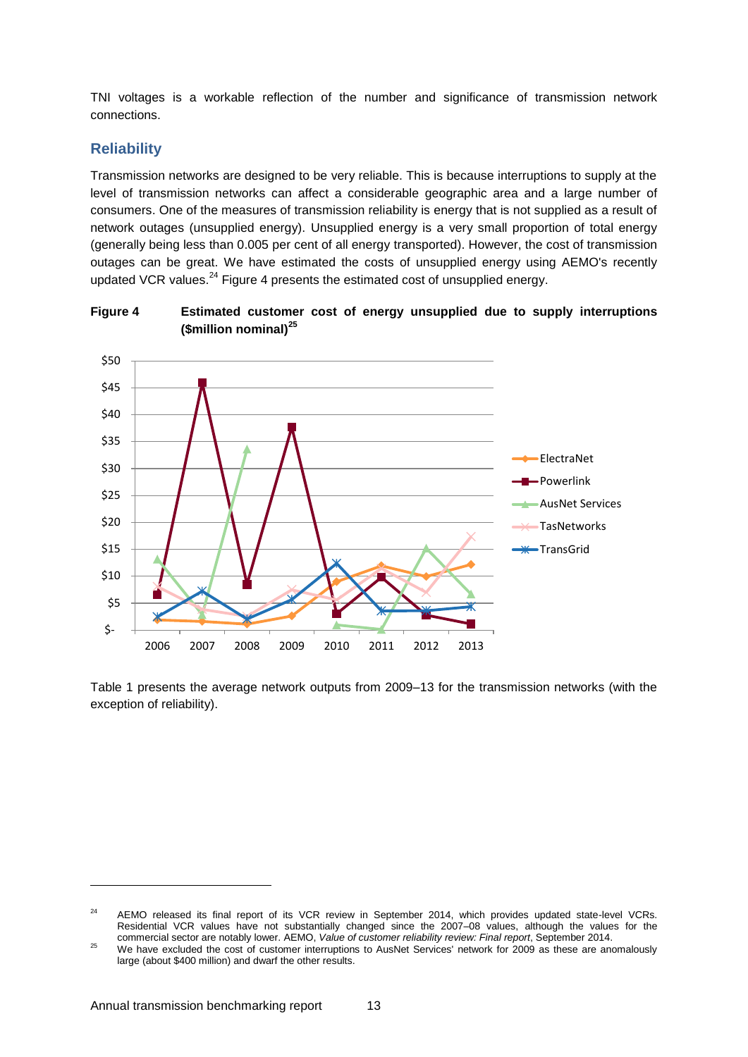TNI voltages is a workable reflection of the number and significance of transmission network connections.

## Reliability

Transmission networks are designed to be very reliable. This is because interruptions to supply at the level of transmission networks can affect a considerable geographic area and a large number of consumers. One of the measures of transmission reliability is energy that is not supplied as a result of network outages (unsupplied energy). Unsupplied energy is a very small proportion of total energy (generally being less than 0.005 per cent of all energy transported). However, the cost of transmission outages can be great. We have estimated the costs of unsupplied energy using AEMO's recently updated VCR values.[24] Figure 4 presents the estimated cost of unsupplied energy.

**Figure 4 Estimated customer cost of energy unsupplied due to supply interruptions ($million nominal)[25]**

Table 1 presents the average network outputs from 2009–13 for the transmission networks (with the exception of reliability).

---

[24] AEMO released its final report of its VCR review in September 2014, which provides updated state-level VCRs. Residential VCR values have not substantially changed since the 2007–08 values, although the values for the commercial sector are notably lower. AEMO, *Value of customer reliability review: Final report*, September 2014.

[25] We have excluded the cost of customer interruptions to AusNet Services' network for 2009 as these are anomalously large (about $400 million) and dwarf the other results.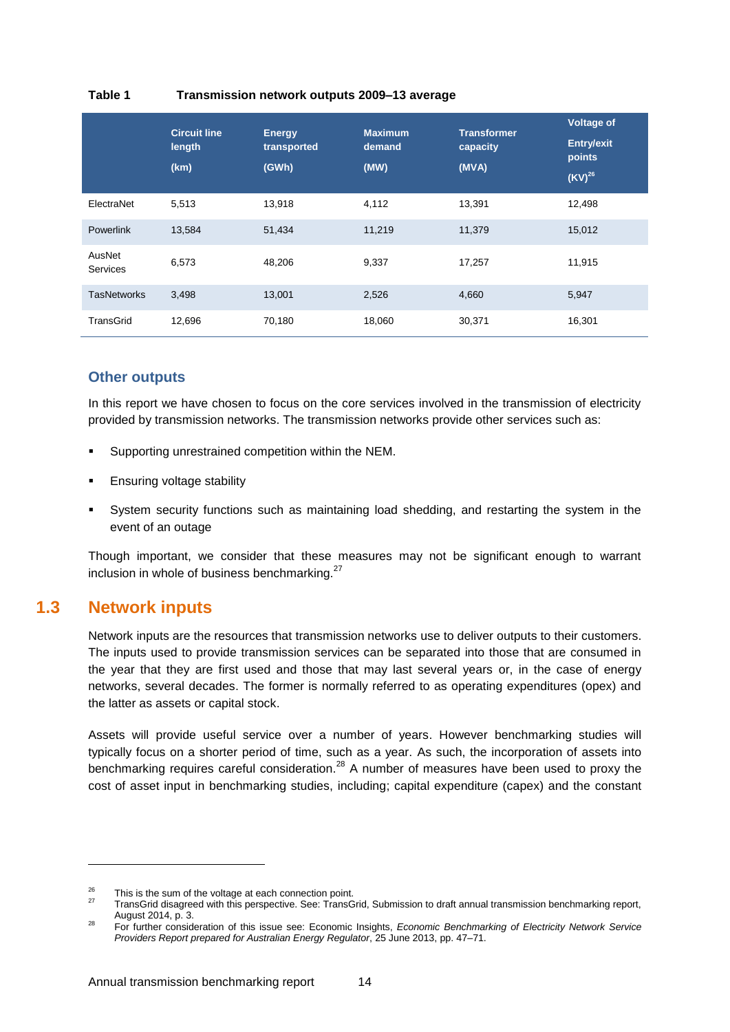**Table 1 Transmission network outputs 2009–13 average**

| | Circuit line length (km) | Energy transported (GWh) | Maximum demand (MW) | Transformer capacity (MVA) | Voltage of Entry/exit points (KV)[26] |
|---|---|---|---|---|---|
| ElectraNet | 5,513 | 13,918 | 4,112 | 13,391 | 12,498 |
| Powerlink | 13,584 | 51,434 | 11,219 | 11,379 | 15,012 |
| AusNet Services | 6,573 | 48,206 | 9,337 | 17,257 | 11,915 |
| TasNetworks | 3,498 | 13,001 | 2,526 | 4,660 | 5,947 |
| TransGrid | 12,696 | 70,180 | 18,060 | 30,371 | 16,301 |

### Other outputs

In this report we have chosen to focus on the core services involved in the transmission of electricity provided by transmission networks. The transmission networks provide other services such as:

- Supporting unrestrained competition within the NEM.
- Ensuring voltage stability
- System security functions such as maintaining load shedding, and restarting the system in the event of an outage

Though important, we consider that these measures may not be significant enough to warrant inclusion in whole of business benchmarking.[27]

## 1.3 Network inputs

Network inputs are the resources that transmission networks use to deliver outputs to their customers. The inputs used to provide transmission services can be separated into those that are consumed in the year that they are first used and those that may last several years or, in the case of energy networks, several decades. The former is normally referred to as operating expenditures (opex) and the latter as assets or capital stock.

Assets will provide useful service over a number of years. However benchmarking studies will typically focus on a shorter period of time, such as a year. As such, the incorporation of assets into benchmarking requires careful consideration.[28] A number of measures have been used to proxy the cost of asset input in benchmarking studies, including; capital expenditure (capex) and the constant

---

[26] This is the sum of the voltage at each connection point.

[27] TransGrid disagreed with this perspective. See: TransGrid, Submission to draft annual transmission benchmarking report, August 2014, p. 3.

[28] For further consideration of this issue see: Economic Insights, *Economic Benchmarking of Electricity Network Service Providers Report prepared for Australian Energy Regulator*, 25 June 2013, pp. 47–71.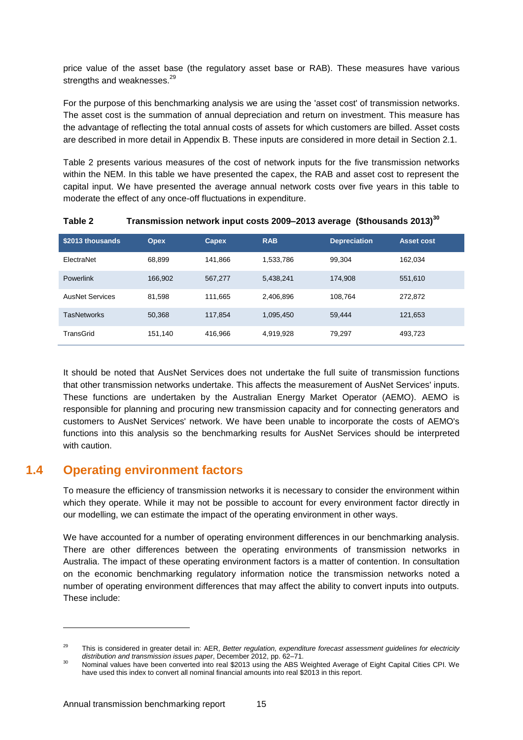price value of the asset base (the regulatory asset base or RAB). These measures have various strengths and weaknesses.[29]

For the purpose of this benchmarking analysis we are using the 'asset cost' of transmission networks. The asset cost is the summation of annual depreciation and return on investment. This measure has the advantage of reflecting the total annual costs of assets for which customers are billed. Asset costs are described in more detail in Appendix B. These inputs are considered in more detail in Section 2.1.

Table 2 presents various measures of the cost of network inputs for the five transmission networks within the NEM. In this table we have presented the capex, the RAB and asset cost to represent the capital input. We have presented the average annual network costs over five years in this table to moderate the effect of any once-off fluctuations in expenditure.

**Table 2 Transmission network input costs 2009–2013 average ($thousands 2013)[30]**

| $2013 thousands | Opex | Capex | RAB | Depreciation | Asset cost |
|---|---|---|---|---|---|
| ElectraNet | 68,899 | 141,866 | 1,533,786 | 99,304 | 162,034 |
| Powerlink | 166,902 | 567,277 | 5,438,241 | 174,908 | 551,610 |
| AusNet Services | 81,598 | 111,665 | 2,406,896 | 108,764 | 272,872 |
| TasNetworks | 50,368 | 117,854 | 1,095,450 | 59,444 | 121,653 |
| TransGrid | 151,140 | 416,966 | 4,919,928 | 79,297 | 493,723 |

It should be noted that AusNet Services does not undertake the full suite of transmission functions that other transmission networks undertake. This affects the measurement of AusNet Services' inputs. These functions are undertaken by the Australian Energy Market Operator (AEMO). AEMO is responsible for planning and procuring new transmission capacity and for connecting generators and customers to AusNet Services' network. We have been unable to incorporate the costs of AEMO's functions into this analysis so the benchmarking results for AusNet Services should be interpreted with caution.

## 1.4 Operating environment factors

To measure the efficiency of transmission networks it is necessary to consider the environment within which they operate. While it may not be possible to account for every environment factor directly in our modelling, we can estimate the impact of the operating environment in other ways.

We have accounted for a number of operating environment differences in our benchmarking analysis. There are other differences between the operating environments of transmission networks in Australia. The impact of these operating environment factors is a matter of contention. In consultation on the economic benchmarking regulatory information notice the transmission networks noted a number of operating environment differences that may affect the ability to convert inputs into outputs. These include:

---

[29] This is considered in greater detail in: AER, *Better regulation, expenditure forecast assessment guidelines for electricity distribution and transmission issues paper*, December 2012, pp. 62–71.

[30] Nominal values have been converted into real $2013 using the ABS Weighted Average of Eight Capital Cities CPI. We have used this index to convert all nominal financial amounts into real $2013 in this report.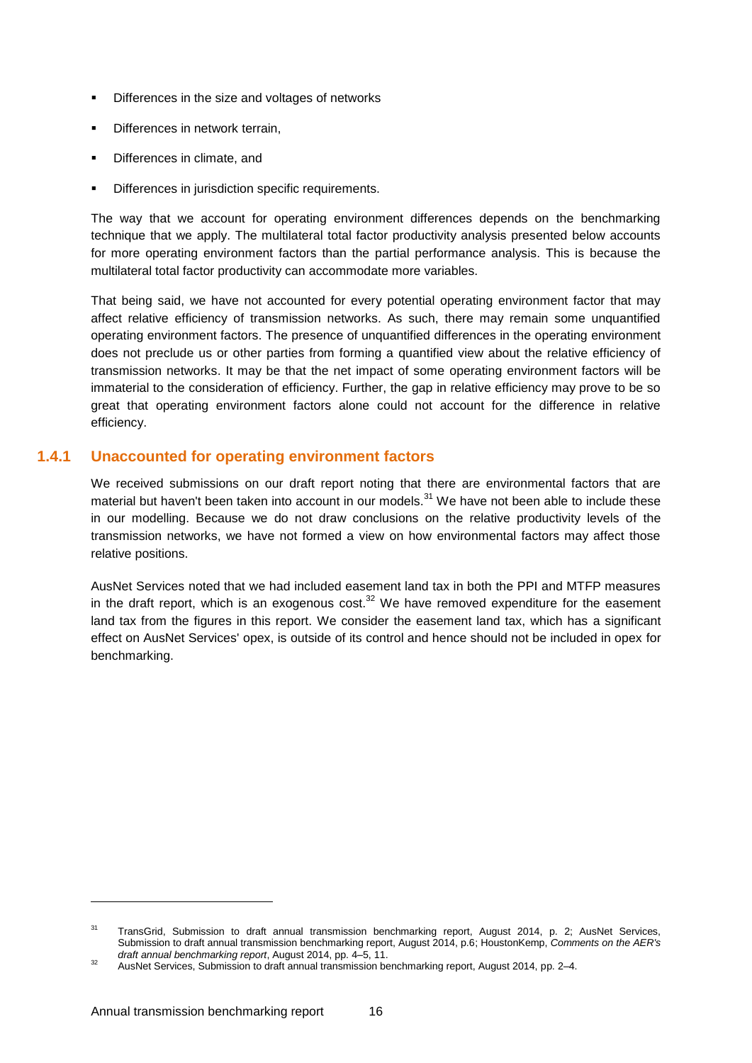- Differences in the size and voltages of networks
- Differences in network terrain,
- Differences in climate, and
- Differences in jurisdiction specific requirements.

The way that we account for operating environment differences depends on the benchmarking technique that we apply. The multilateral total factor productivity analysis presented below accounts for more operating environment factors than the partial performance analysis. This is because the multilateral total factor productivity can accommodate more variables.

That being said, we have not accounted for every potential operating environment factor that may affect relative efficiency of transmission networks. As such, there may remain some unquantified operating environment factors. The presence of unquantified differences in the operating environment does not preclude us or other parties from forming a quantified view about the relative efficiency of transmission networks. It may be that the net impact of some operating environment factors will be immaterial to the consideration of efficiency. Further, the gap in relative efficiency may prove to be so great that operating environment factors alone could not account for the difference in relative efficiency.

### 1.4.1 Unaccounted for operating environment factors

We received submissions on our draft report noting that there are environmental factors that are material but haven't been taken into account in our models.[31] We have not been able to include these in our modelling. Because we do not draw conclusions on the relative productivity levels of the transmission networks, we have not formed a view on how environmental factors may affect those relative positions.

AusNet Services noted that we had included easement land tax in both the PPI and MTFP measures in the draft report, which is an exogenous cost.[32] We have removed expenditure for the easement land tax from the figures in this report. We consider the easement land tax, which has a significant effect on AusNet Services' opex, is outside of its control and hence should not be included in opex for benchmarking.

---

[31] TransGrid, Submission to draft annual transmission benchmarking report, August 2014, p. 2; AusNet Services, Submission to draft annual transmission benchmarking report, August 2014, p.6; HoustonKemp, *Comments on the AER's draft annual benchmarking report*, August 2014, pp. 4–5, 11.

[32] AusNet Services, Submission to draft annual transmission benchmarking report, August 2014, pp. 2–4.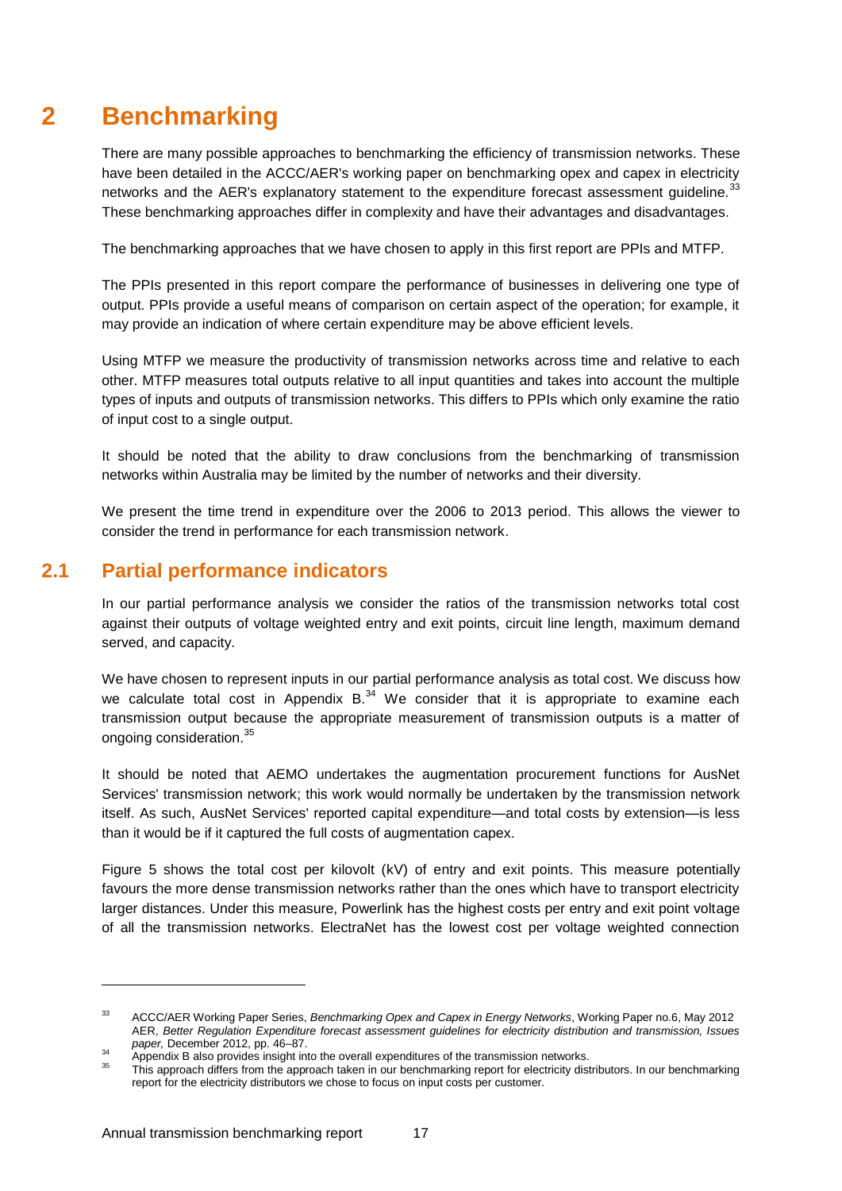# 2 Benchmarking

There are many possible approaches to benchmarking the efficiency of transmission networks. These have been detailed in the ACCC/AER's working paper on benchmarking opex and capex in electricity networks and the AER's explanatory statement to the expenditure forecast assessment guideline.[33] These benchmarking approaches differ in complexity and have their advantages and disadvantages.

The benchmarking approaches that we have chosen to apply in this first report are PPIs and MTFP.

The PPIs presented in this report compare the performance of businesses in delivering one type of output. PPIs provide a useful means of comparison on certain aspect of the operation; for example, it may provide an indication of where certain expenditure may be above efficient levels.

Using MTFP we measure the productivity of transmission networks across time and relative to each other. MTFP measures total outputs relative to all input quantities and takes into account the multiple types of inputs and outputs of transmission networks. This differs to PPIs which only examine the ratio of input cost to a single output.

It should be noted that the ability to draw conclusions from the benchmarking of transmission networks within Australia may be limited by the number of networks and their diversity.

We present the time trend in expenditure over the 2006 to 2013 period. This allows the viewer to consider the trend in performance for each transmission network.

## 2.1 Partial performance indicators

In our partial performance analysis we consider the ratios of the transmission networks total cost against their outputs of voltage weighted entry and exit points, circuit line length, maximum demand served, and capacity.

We have chosen to represent inputs in our partial performance analysis as total cost. We discuss how we calculate total cost in Appendix B.[34] We consider that it is appropriate to examine each transmission output because the appropriate measurement of transmission outputs is a matter of ongoing consideration.[35]

It should be noted that AEMO undertakes the augmentation procurement functions for AusNet Services' transmission network; this work would normally be undertaken by the transmission network itself. As such, AusNet Services' reported capital expenditure—and total costs by extension—is less than it would be if it captured the full costs of augmentation capex.

Figure 5 shows the total cost per kilovolt (kV) of entry and exit points. This measure potentially favours the more dense transmission networks rather than the ones which have to transport electricity larger distances. Under this measure, Powerlink has the highest costs per entry and exit point voltage of all the transmission networks. ElectraNet has the lowest cost per voltage weighted connection

---

[33] ACCC/AER Working Paper Series, *Benchmarking Opex and Capex in Energy Networks*, Working Paper no.6, May 2012 AER, *Better Regulation Expenditure forecast assessment guidelines for electricity distribution and transmission, Issues paper,* December 2012, pp. 46–87.

[34] Appendix B also provides insight into the overall expenditures of the transmission networks.

[35] This approach differs from the approach taken in our benchmarking report for electricity distributors. In our benchmarking report for the electricity distributors we chose to focus on input costs per customer.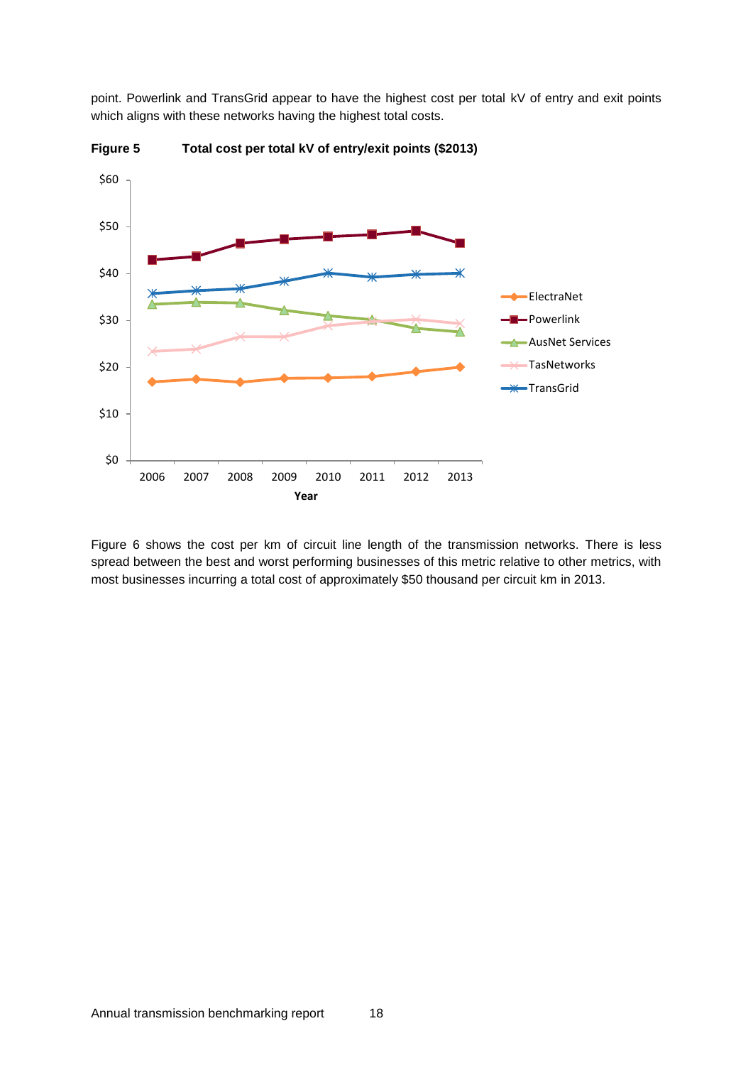point. Powerlink and TransGrid appear to have the highest cost per total kV of entry and exit points which aligns with these networks having the highest total costs.

**Figure 5 Total cost per total kV of entry/exit points ($2013)**

Figure 6 shows the cost per km of circuit line length of the transmission networks. There is less spread between the best and worst performing businesses of this metric relative to other metrics, with most businesses incurring a total cost of approximately $50 thousand per circuit km in 2013.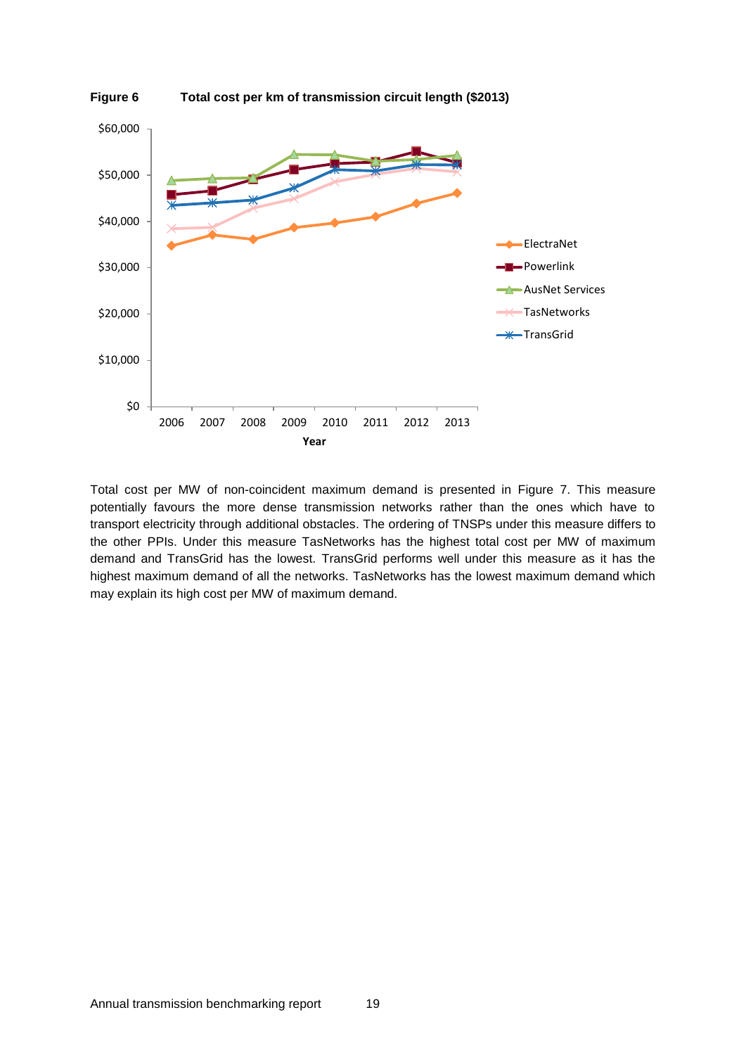**Figure 6 Total cost per km of transmission circuit length ($2013)**

Total cost per MW of non-coincident maximum demand is presented in Figure 7. This measure potentially favours the more dense transmission networks rather than the ones which have to transport electricity through additional obstacles. The ordering of TNSPs under this measure differs to the other PPIs. Under this measure TasNetworks has the highest total cost per MW of maximum demand and TransGrid has the lowest. TransGrid performs well under this measure as it has the highest maximum demand of all the networks. TasNetworks has the lowest maximum demand which may explain its high cost per MW of maximum demand.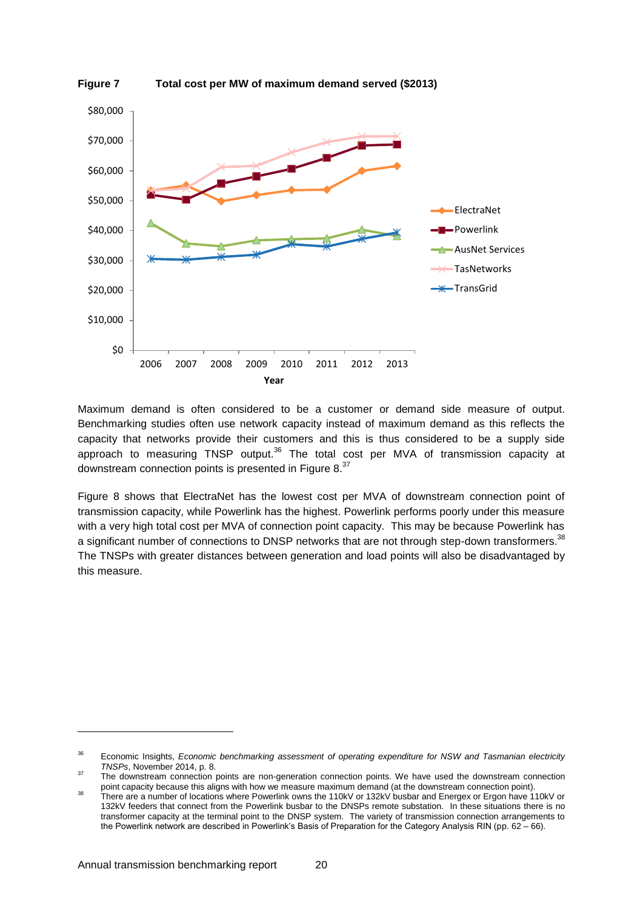**Figure 7 Total cost per MW of maximum demand served ($2013)**

Maximum demand is often considered to be a customer or demand side measure of output. Benchmarking studies often use network capacity instead of maximum demand as this reflects the capacity that networks provide their customers and this is thus considered to be a supply side approach to measuring TNSP output.[36] The total cost per MVA of transmission capacity at downstream connection points is presented in Figure 8.[37]

Figure 8 shows that ElectraNet has the lowest cost per MVA of downstream connection point of transmission capacity, while Powerlink has the highest. Powerlink performs poorly under this measure with a very high total cost per MVA of connection point capacity. This may be because Powerlink has a significant number of connections to DNSP networks that are not through step-down transformers.[38] The TNSPs with greater distances between generation and load points will also be disadvantaged by this measure.

---

[36] Economic Insights, *Economic benchmarking assessment of operating expenditure for NSW and Tasmanian electricity TNSPs*, November 2014, p. 8.

[37] The downstream connection points are non-generation connection points. We have used the downstream connection point capacity because this aligns with how we measure maximum demand (at the downstream connection point).

[38] There are a number of locations where Powerlink owns the 110kV or 132kV busbar and Energex or Ergon have 110kV or 132kV feeders that connect from the Powerlink busbar to the DNSPs remote substation. In these situations there is no transformer capacity at the terminal point to the DNSP system. The variety of transmission connection arrangements to the Powerlink network are described in Powerlink's Basis of Preparation for the Category Analysis RIN (pp. 62 – 66).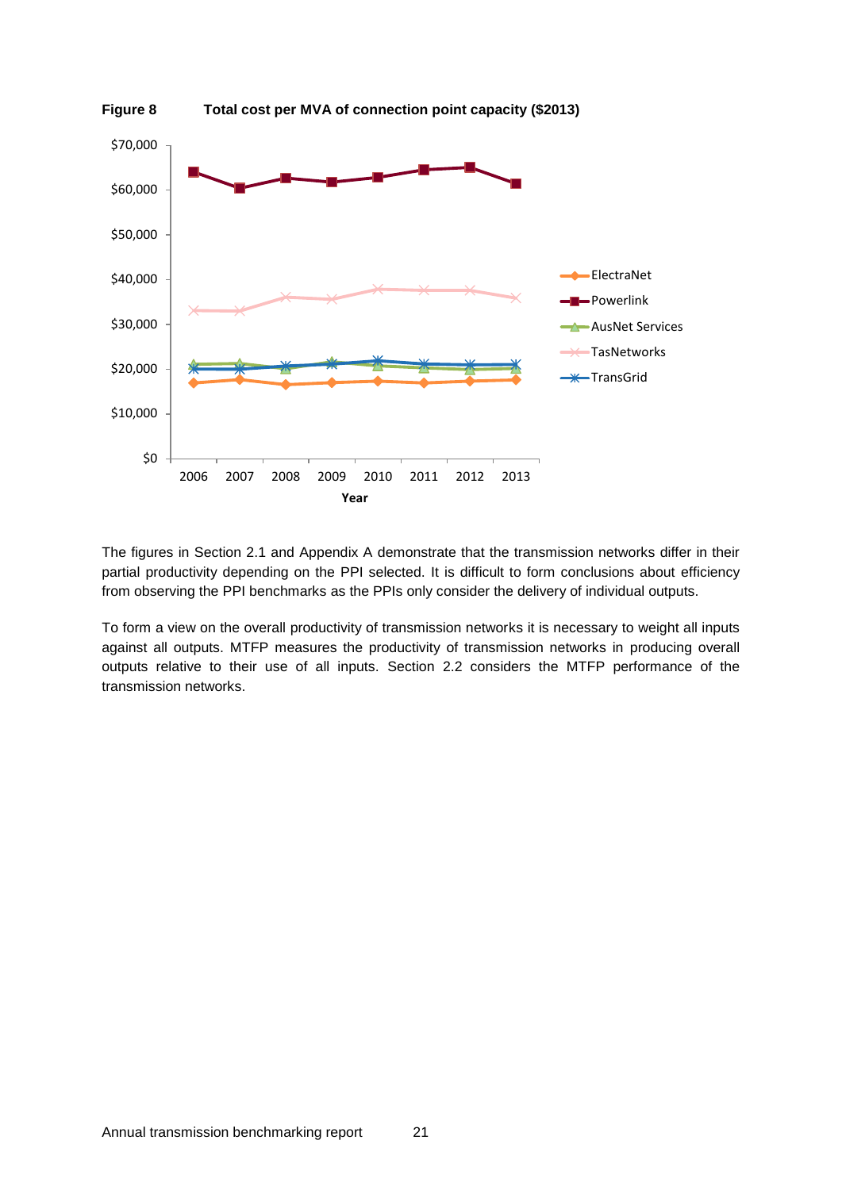**Figure 8 Total cost per MVA of connection point capacity ($2013)**

The figures in Section 2.1 and Appendix A demonstrate that the transmission networks differ in their partial productivity depending on the PPI selected. It is difficult to form conclusions about efficiency from observing the PPI benchmarks as the PPIs only consider the delivery of individual outputs.

To form a view on the overall productivity of transmission networks it is necessary to weight all inputs against all outputs. MTFP measures the productivity of transmission networks in producing overall outputs relative to their use of all inputs. Section 2.2 considers the MTFP performance of the transmission networks.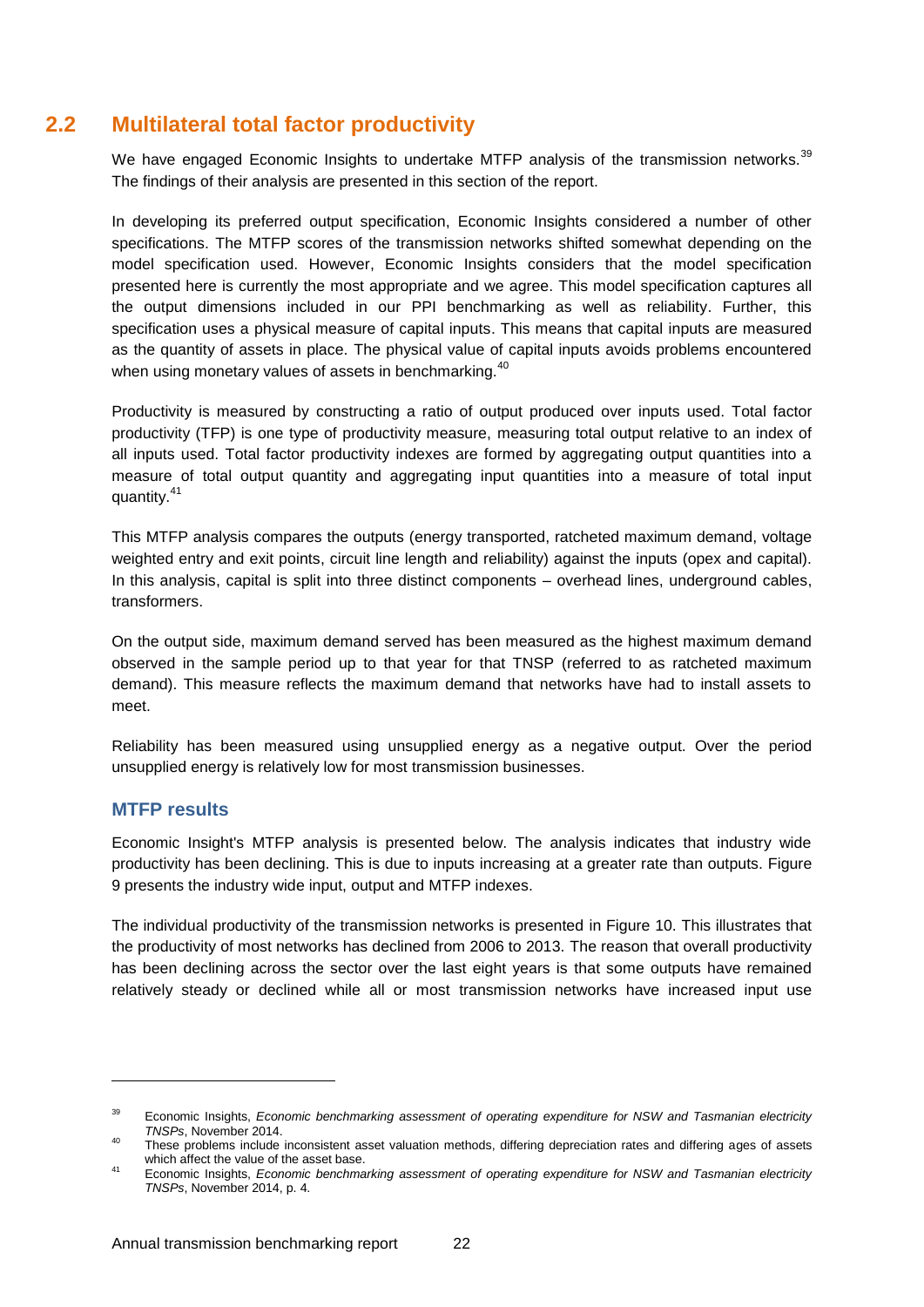## 2.2 Multilateral total factor productivity

We have engaged Economic Insights to undertake MTFP analysis of the transmission networks.[39] The findings of their analysis are presented in this section of the report.

In developing its preferred output specification, Economic Insights considered a number of other specifications. The MTFP scores of the transmission networks shifted somewhat depending on the model specification used. However, Economic Insights considers that the model specification presented here is currently the most appropriate and we agree. This model specification captures all the output dimensions included in our PPI benchmarking as well as reliability. Further, this specification uses a physical measure of capital inputs. This means that capital inputs are measured as the quantity of assets in place. The physical value of capital inputs avoids problems encountered when using monetary values of assets in benchmarking.[40]

Productivity is measured by constructing a ratio of output produced over inputs used. Total factor productivity (TFP) is one type of productivity measure, measuring total output relative to an index of all inputs used. Total factor productivity indexes are formed by aggregating output quantities into a measure of total output quantity and aggregating input quantities into a measure of total input quantity.[41]

This MTFP analysis compares the outputs (energy transported, ratcheted maximum demand, voltage weighted entry and exit points, circuit line length and reliability) against the inputs (opex and capital). In this analysis, capital is split into three distinct components – overhead lines, underground cables, transformers.

On the output side, maximum demand served has been measured as the highest maximum demand observed in the sample period up to that year for that TNSP (referred to as ratcheted maximum demand). This measure reflects the maximum demand that networks have had to install assets to meet.

Reliability has been measured using unsupplied energy as a negative output. Over the period unsupplied energy is relatively low for most transmission businesses.

### MTFP results

Economic Insight's MTFP analysis is presented below. The analysis indicates that industry wide productivity has been declining. This is due to inputs increasing at a greater rate than outputs. Figure 9 presents the industry wide input, output and MTFP indexes.

The individual productivity of the transmission networks is presented in Figure 10. This illustrates that the productivity of most networks has declined from 2006 to 2013. The reason that overall productivity has been declining across the sector over the last eight years is that some outputs have remained relatively steady or declined while all or most transmission networks have increased input use

---

[39] Economic Insights, *Economic benchmarking assessment of operating expenditure for NSW and Tasmanian electricity TNSPs*, November 2014.

[40] These problems include inconsistent asset valuation methods, differing depreciation rates and differing ages of assets which affect the value of the asset base.

[41] Economic Insights, *Economic benchmarking assessment of operating expenditure for NSW and Tasmanian electricity TNSPs*, November 2014, p. 4.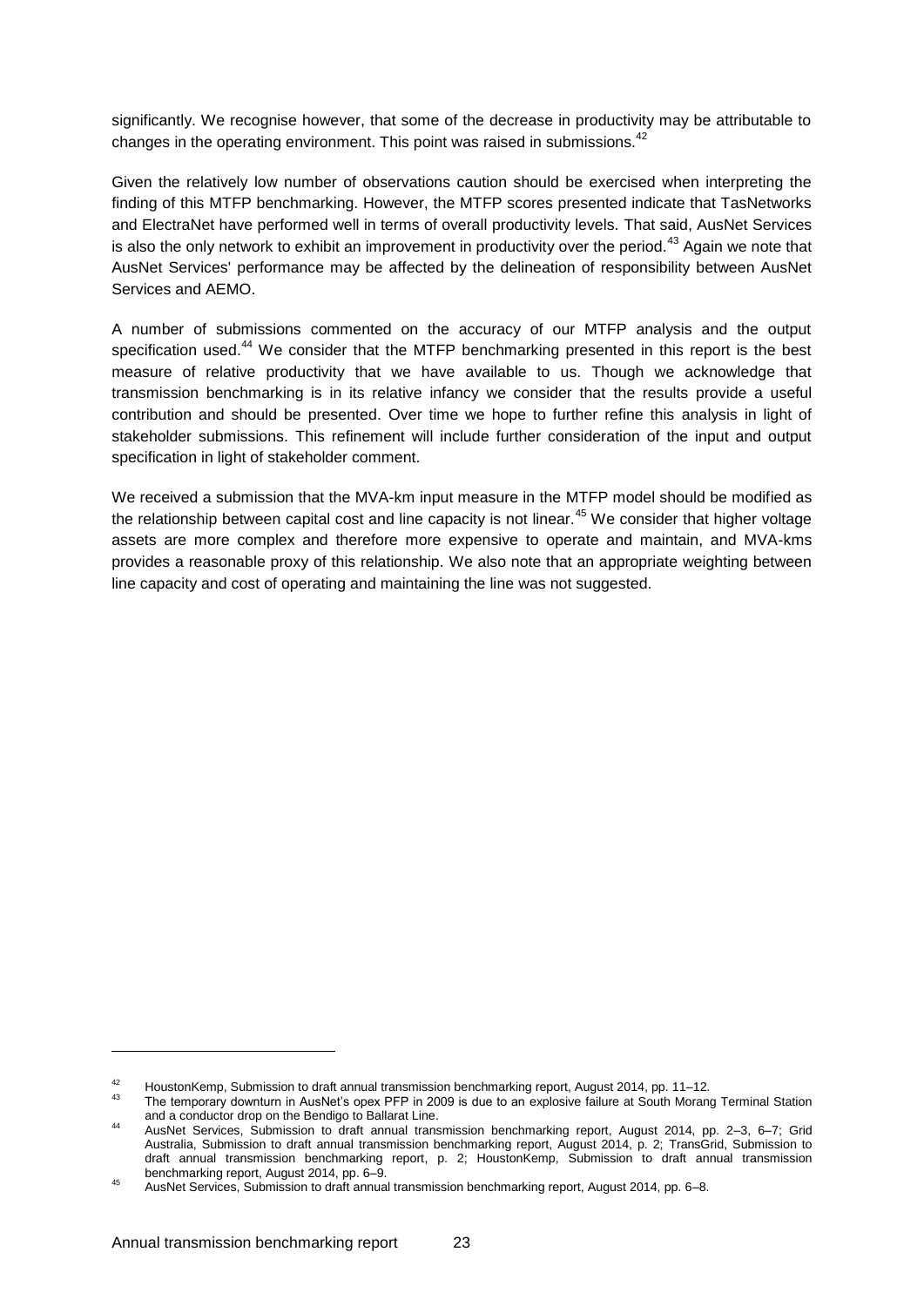significantly. We recognise however, that some of the decrease in productivity may be attributable to changes in the operating environment. This point was raised in submissions.[42]

Given the relatively low number of observations caution should be exercised when interpreting the finding of this MTFP benchmarking. However, the MTFP scores presented indicate that TasNetworks and ElectraNet have performed well in terms of overall productivity levels. That said, AusNet Services is also the only network to exhibit an improvement in productivity over the period.[43] Again we note that AusNet Services' performance may be affected by the delineation of responsibility between AusNet Services and AEMO.

A number of submissions commented on the accuracy of our MTFP analysis and the output specification used.[44] We consider that the MTFP benchmarking presented in this report is the best measure of relative productivity that we have available to us. Though we acknowledge that transmission benchmarking is in its relative infancy we consider that the results provide a useful contribution and should be presented. Over time we hope to further refine this analysis in light of stakeholder submissions. This refinement will include further consideration of the input and output specification in light of stakeholder comment.

We received a submission that the MVA-km input measure in the MTFP model should be modified as the relationship between capital cost and line capacity is not linear.[45] We consider that higher voltage assets are more complex and therefore more expensive to operate and maintain, and MVA-kms provides a reasonable proxy of this relationship. We also note that an appropriate weighting between line capacity and cost of operating and maintaining the line was not suggested.

---

[42] HoustonKemp, Submission to draft annual transmission benchmarking report, August 2014, pp. 11–12.

[43] The temporary downturn in AusNet's opex PFP in 2009 is due to an explosive failure at South Morang Terminal Station and a conductor drop on the Bendigo to Ballarat Line.

[44] AusNet Services, Submission to draft annual transmission benchmarking report, August 2014, pp. 2–3, 6–7; Grid Australia, Submission to draft annual transmission benchmarking report, August 2014, p. 2; TransGrid, Submission to draft annual transmission benchmarking report, p. 2; HoustonKemp, Submission to draft annual transmission benchmarking report, August 2014, pp. 6–9.

[45] AusNet Services, Submission to draft annual transmission benchmarking report, August 2014, pp. 6–8.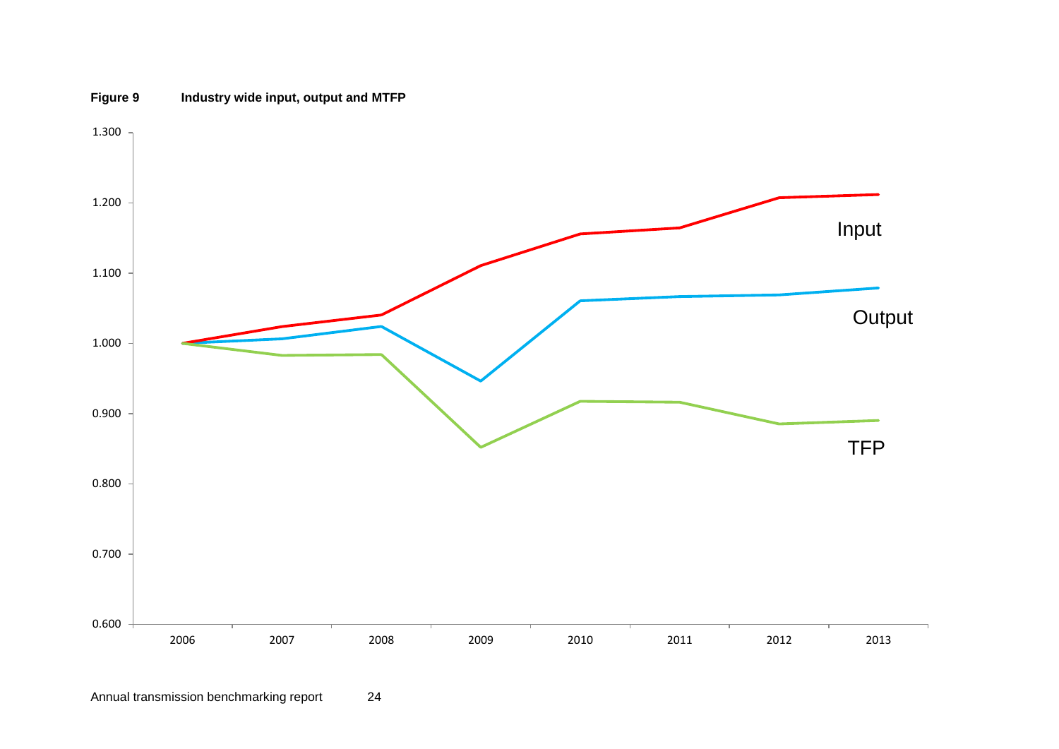**Figure 9 Industry wide input, output and MTFP**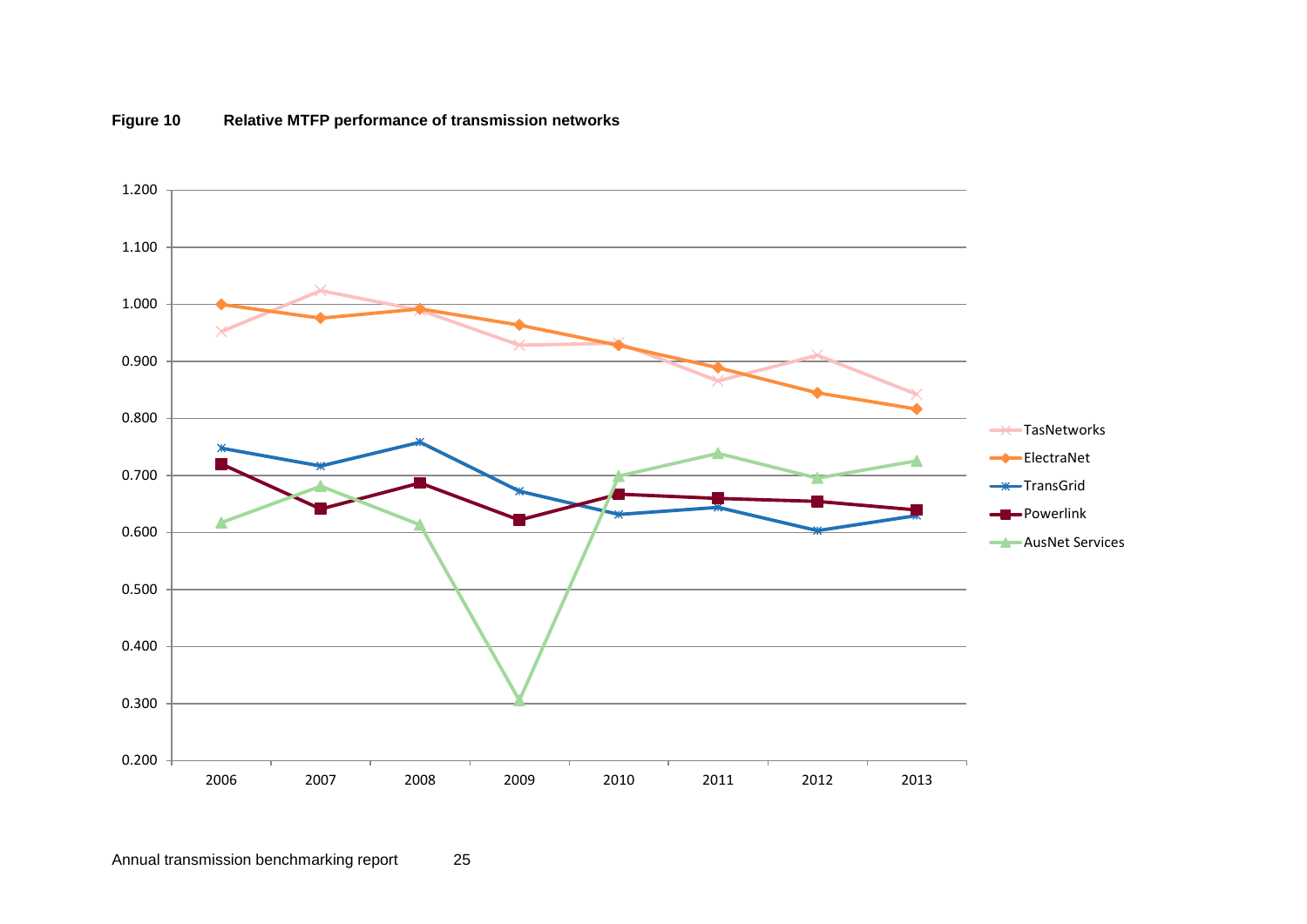**Figure 10 Relative MTFP performance of transmission networks**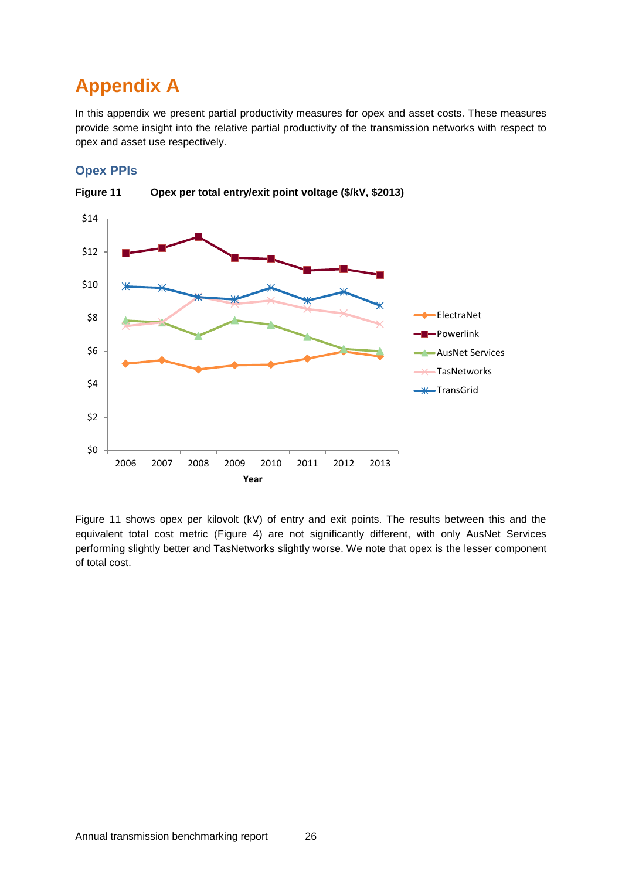# Appendix A

In this appendix we present partial productivity measures for opex and asset costs. These measures provide some insight into the relative partial productivity of the transmission networks with respect to opex and asset use respectively.

## Opex PPIs

**Figure 11 Opex per total entry/exit point voltage ($/kV, $2013)**

Figure 11 shows opex per kilovolt (kV) of entry and exit points. The results between this and the equivalent total cost metric (Figure 4) are not significantly different, with only AusNet Services performing slightly better and TasNetworks slightly worse. We note that opex is the lesser component of total cost.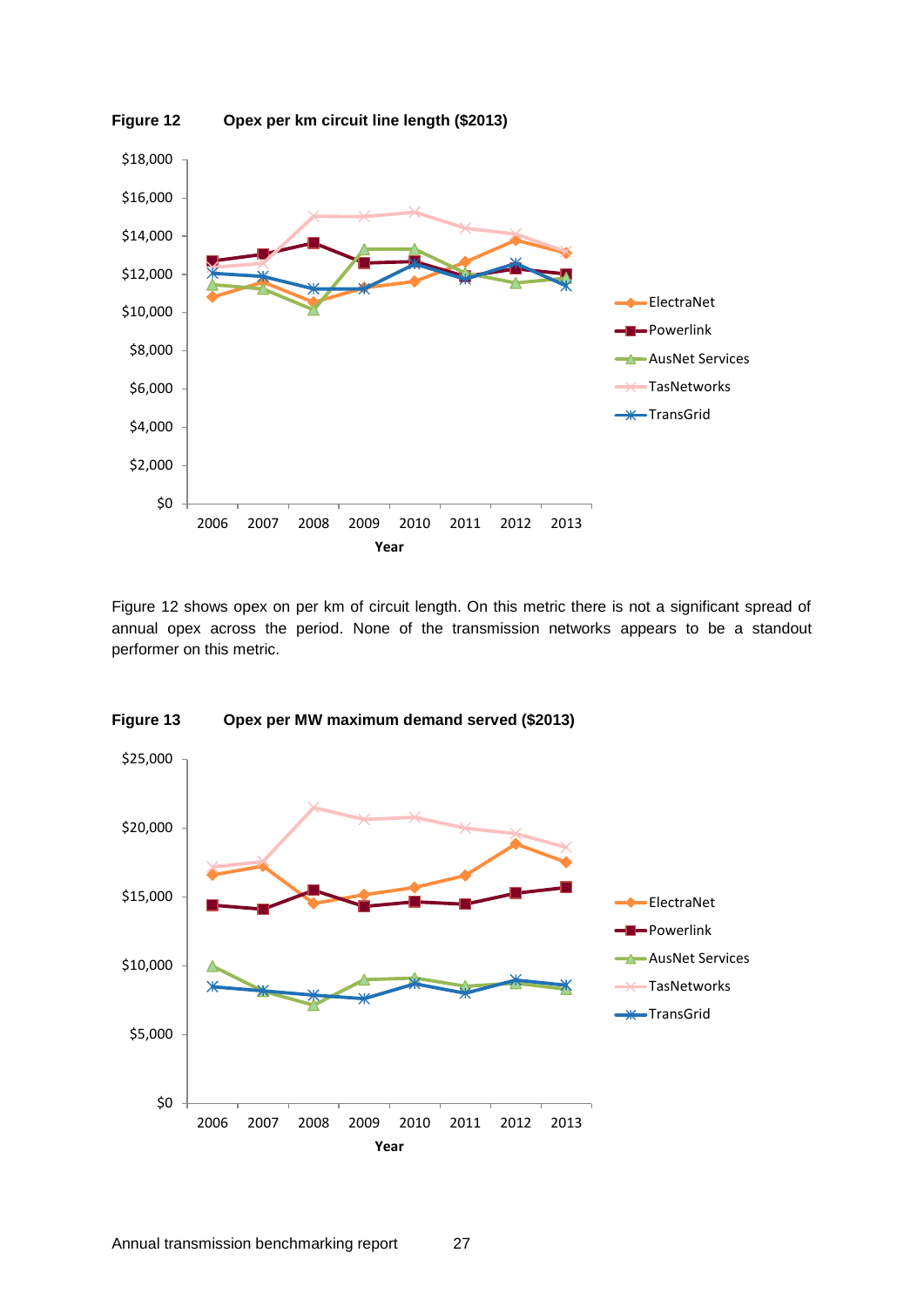**Figure 12 Opex per km circuit line length ($2013)**

Figure 12 shows opex on per km of circuit length. On this metric there is not a significant spread of annual opex across the period. None of the transmission networks appears to be a standout performer on this metric.

**Figure 13 Opex per MW maximum demand served ($2013)**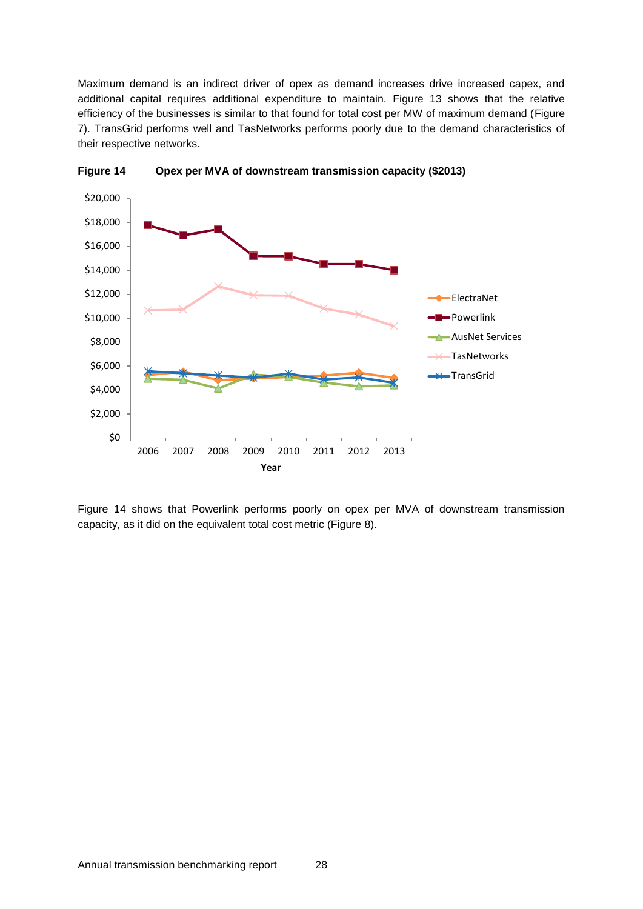Maximum demand is an indirect driver of opex as demand increases drive increased capex, and additional capital requires additional expenditure to maintain. Figure 13 shows that the relative efficiency of the businesses is similar to that found for total cost per MW of maximum demand (Figure 7). TransGrid performs well and TasNetworks performs poorly due to the demand characteristics of their respective networks.

**Figure 14 Opex per MVA of downstream transmission capacity ($2013)**

Figure 14 shows that Powerlink performs poorly on opex per MVA of downstream transmission capacity, as it did on the equivalent total cost metric (Figure 8).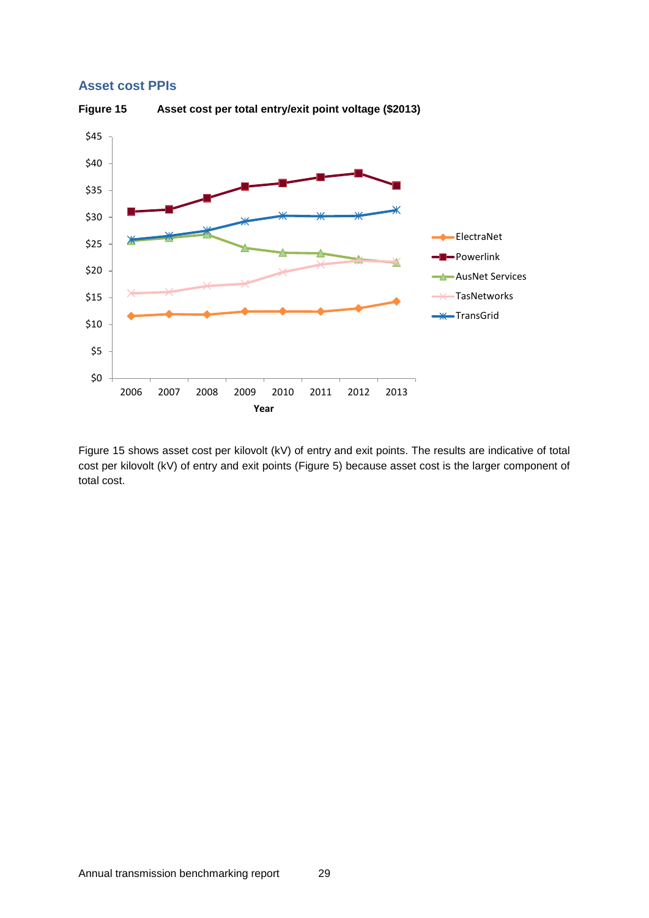## Asset cost PPIs

**Figure 15 Asset cost per total entry/exit point voltage ($2013)**

Figure 15 shows asset cost per kilovolt (kV) of entry and exit points. The results are indicative of total cost per kilovolt (kV) of entry and exit points (Figure 5) because asset cost is the larger component of total cost.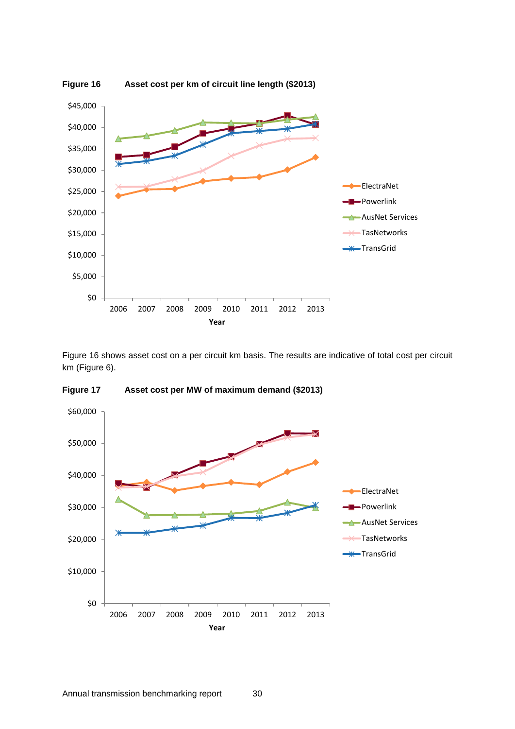**Figure 16** Asset cost per km of circuit line length ($2013)

Figure 16 shows asset cost on a per circuit km basis. The results are indicative of total cost per circuit km (Figure 6).

**Figure 17** Asset cost per MW of maximum demand ($2013)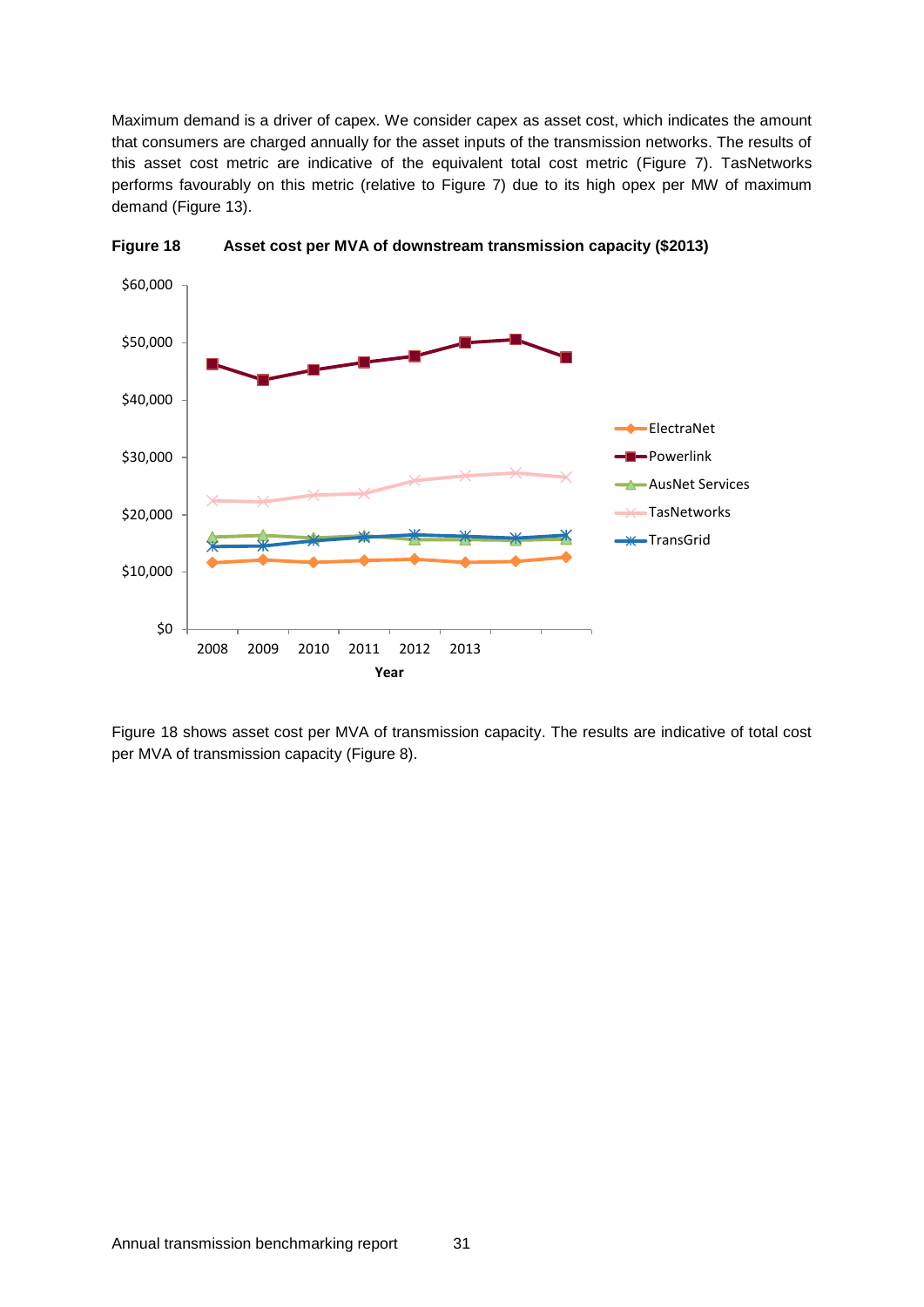Maximum demand is a driver of capex. We consider capex as asset cost, which indicates the amount that consumers are charged annually for the asset inputs of the transmission networks. The results of this asset cost metric are indicative of the equivalent total cost metric (Figure 7). TasNetworks performs favourably on this metric (relative to Figure 7) due to its high opex per MW of maximum demand (Figure 13).

**Figure 18 Asset cost per MVA of downstream transmission capacity ($2013)**

Figure 18 shows asset cost per MVA of transmission capacity. The results are indicative of total cost per MVA of transmission capacity (Figure 8).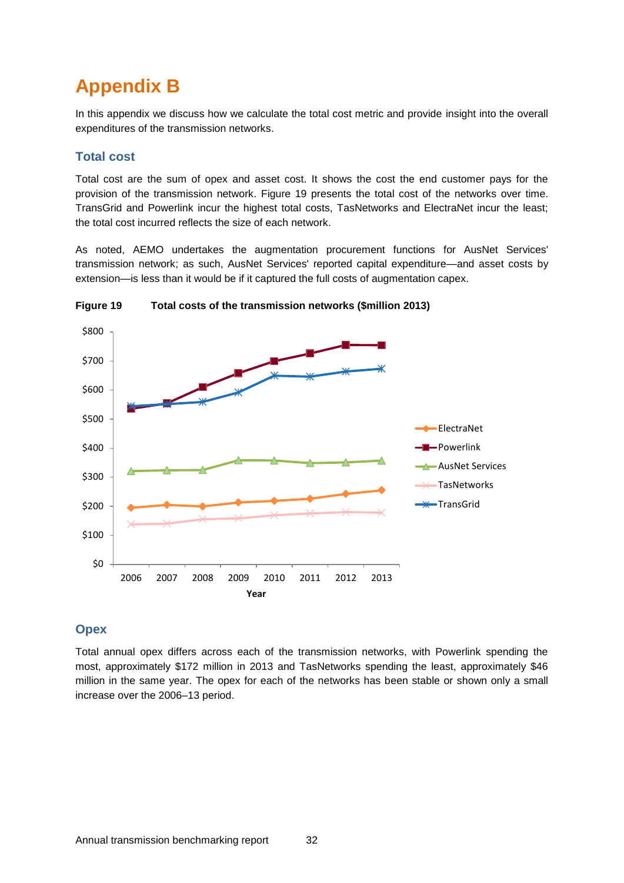# Appendix B

In this appendix we discuss how we calculate the total cost metric and provide insight into the overall expenditures of the transmission networks.

## Total cost

Total cost are the sum of opex and asset cost. It shows the cost the end customer pays for the provision of the transmission network. Figure 19 presents the total cost of the networks over time. TransGrid and Powerlink incur the highest total costs, TasNetworks and ElectraNet incur the least; the total cost incurred reflects the size of each network.

As noted, AEMO undertakes the augmentation procurement functions for AusNet Services' transmission network; as such, AusNet Services' reported capital expenditure—and asset costs by extension—is less than it would be if it captured the full costs of augmentation capex.

**Figure 19 Total costs of the transmission networks ($million 2013)**

## Opex

Total annual opex differs across each of the transmission networks, with Powerlink spending the most, approximately $172 million in 2013 and TasNetworks spending the least, approximately $46 million in the same year. The opex for each of the networks has been stable or shown only a small increase over the 2006–13 period.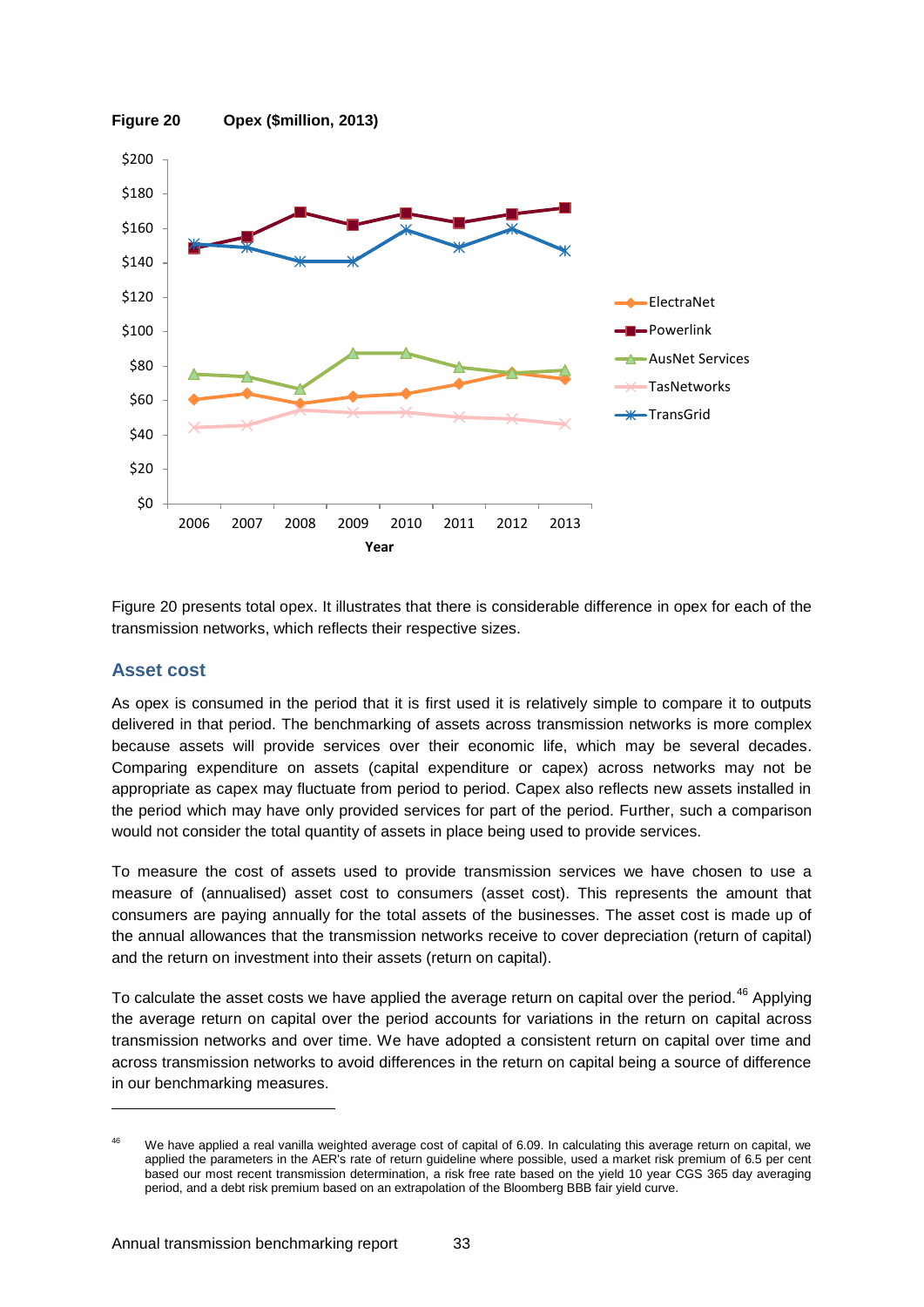**Figure 20 Opex ($million, 2013)**

Figure 20 presents total opex. It illustrates that there is considerable difference in opex for each of the transmission networks, which reflects their respective sizes.

## Asset cost

As opex is consumed in the period that it is first used it is relatively simple to compare it to outputs delivered in that period. The benchmarking of assets across transmission networks is more complex because assets will provide services over their economic life, which may be several decades. Comparing expenditure on assets (capital expenditure or capex) across networks may not be appropriate as capex may fluctuate from period to period. Capex also reflects new assets installed in the period which may have only provided services for part of the period. Further, such a comparison would not consider the total quantity of assets in place being used to provide services.

To measure the cost of assets used to provide transmission services we have chosen to use a measure of (annualised) asset cost to consumers (asset cost). This represents the amount that consumers are paying annually for the total assets of the businesses. The asset cost is made up of the annual allowances that the transmission networks receive to cover depreciation (return of capital) and the return on investment into their assets (return on capital).

To calculate the asset costs we have applied the average return on capital over the period.[46] Applying the average return on capital over the period accounts for variations in the return on capital across transmission networks and over time. We have adopted a consistent return on capital over time and across transmission networks to avoid differences in the return on capital being a source of difference in our benchmarking measures.

---

[46] We have applied a real vanilla weighted average cost of capital of 6.09. In calculating this average return on capital, we applied the parameters in the AER's rate of return guideline where possible, used a market risk premium of 6.5 per cent based our most recent transmission determination, a risk free rate based on the yield 10 year CGS 365 day averaging period, and a debt risk premium based on an extrapolation of the Bloomberg BBB fair yield curve.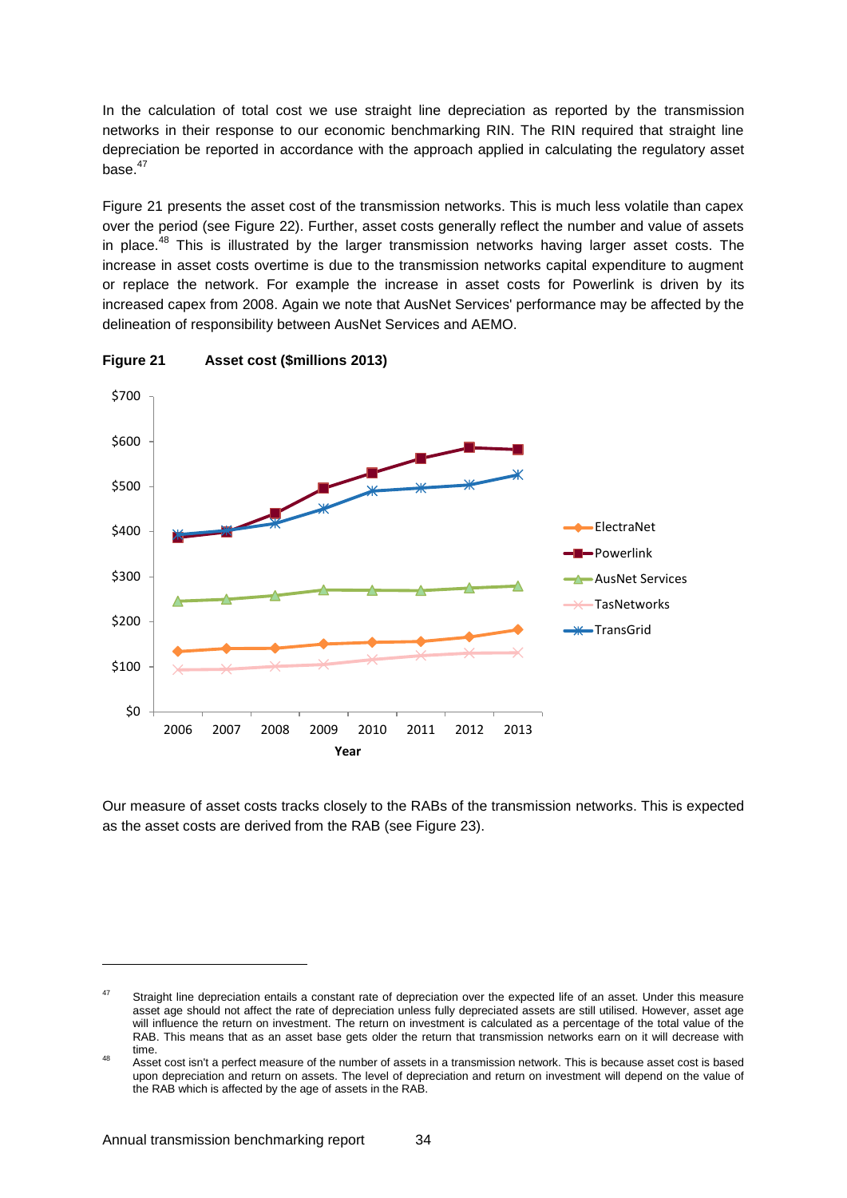In the calculation of total cost we use straight line depreciation as reported by the transmission networks in their response to our economic benchmarking RIN. The RIN required that straight line depreciation be reported in accordance with the approach applied in calculating the regulatory asset base.[47]

Figure 21 presents the asset cost of the transmission networks. This is much less volatile than capex over the period (see Figure 22). Further, asset costs generally reflect the number and value of assets in place.[48] This is illustrated by the larger transmission networks having larger asset costs. The increase in asset costs overtime is due to the transmission networks capital expenditure to augment or replace the network. For example the increase in asset costs for Powerlink is driven by its increased capex from 2008. Again we note that AusNet Services' performance may be affected by the delineation of responsibility between AusNet Services and AEMO.

**Figure 21 Asset cost ($millions 2013)**

Our measure of asset costs tracks closely to the RABs of the transmission networks. This is expected as the asset costs are derived from the RAB (see Figure 23).

---

[47] Straight line depreciation entails a constant rate of depreciation over the expected life of an asset. Under this measure asset age should not affect the rate of depreciation unless fully depreciated assets are still utilised. However, asset age will influence the return on investment. The return on investment is calculated as a percentage of the total value of the RAB. This means that as an asset base gets older the return that transmission networks earn on it will decrease with time.

[48] Asset cost isn't a perfect measure of the number of assets in a transmission network. This is because asset cost is based upon depreciation and return on assets. The level of depreciation and return on investment will depend on the value of the RAB which is affected by the age of assets in the RAB.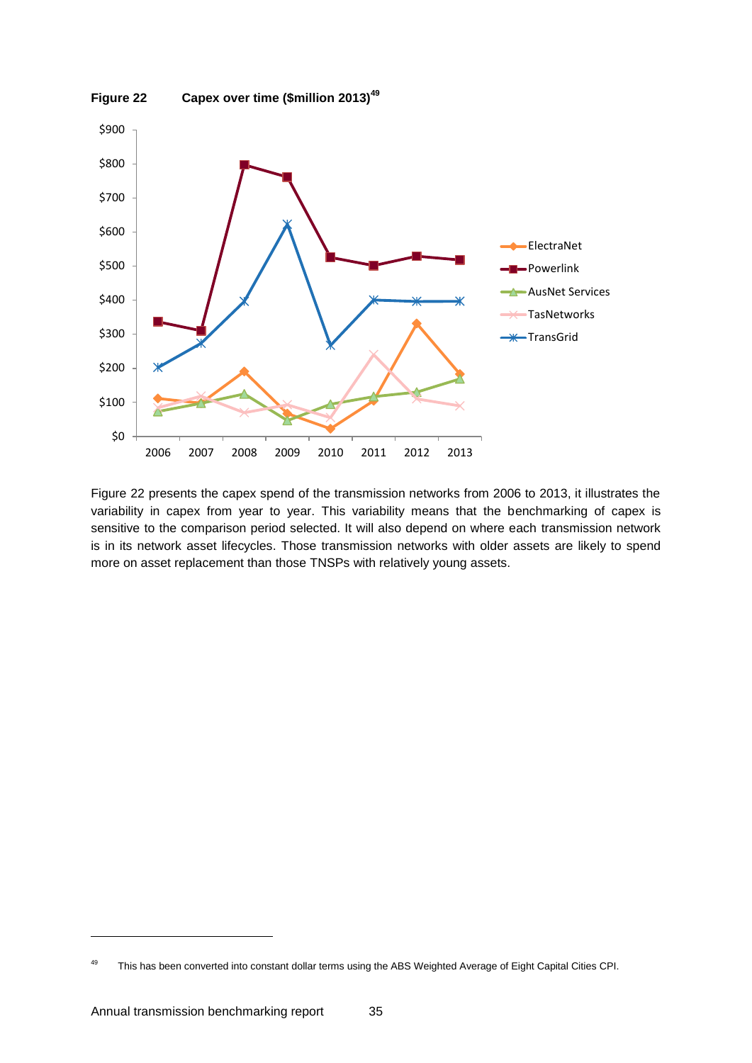**Figure 22 Capex over time ($million 2013)[49]**

Figure 22 presents the capex spend of the transmission networks from 2006 to 2013, it illustrates the variability in capex from year to year. This variability means that the benchmarking of capex is sensitive to the comparison period selected. It will also depend on where each transmission network is in its network asset lifecycles. Those transmission networks with older assets are likely to spend more on asset replacement than those TNSPs with relatively young assets.

[49] This has been converted into constant dollar terms using the ABS Weighted Average of Eight Capital Cities CPI.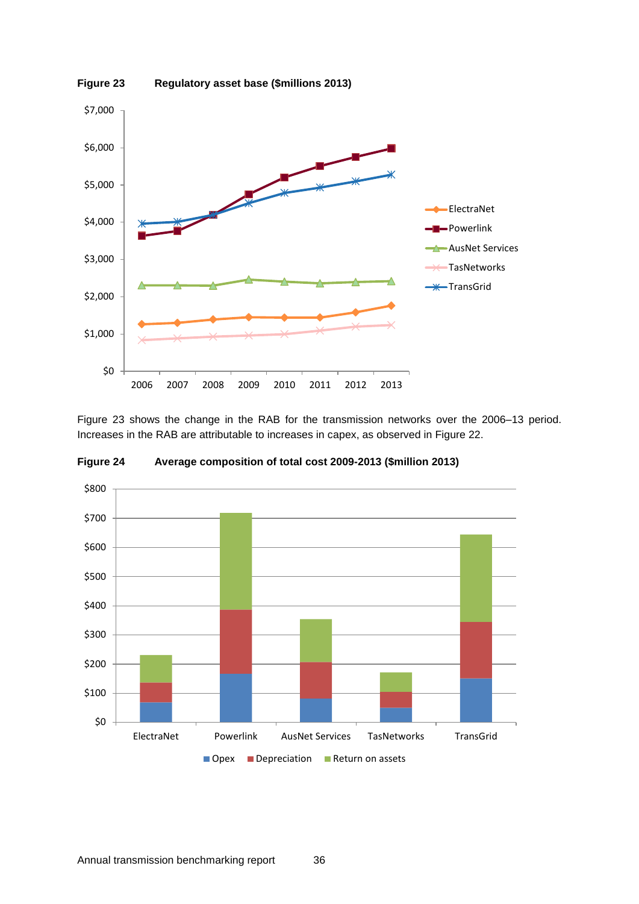**Figure 23 Regulatory asset base ($millions 2013)**

Figure 23 shows the change in the RAB for the transmission networks over the 2006–13 period. Increases in the RAB are attributable to increases in capex, as observed in Figure 22.

**Figure 24 Average composition of total cost 2009-2013 ($million 2013)**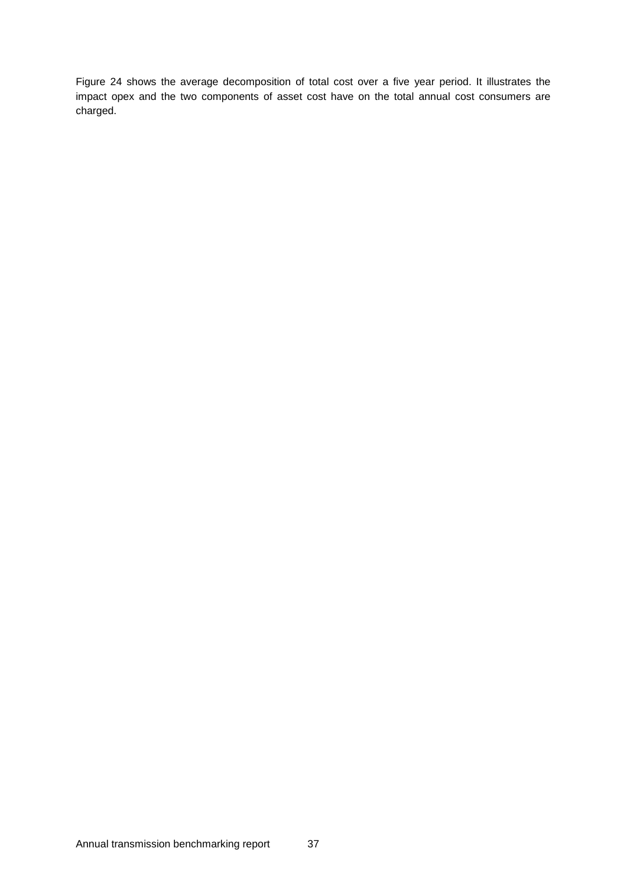Figure 24 shows the average decomposition of total cost over a five year period. It illustrates the impact opex and the two components of asset cost have on the total annual cost consumers are charged.